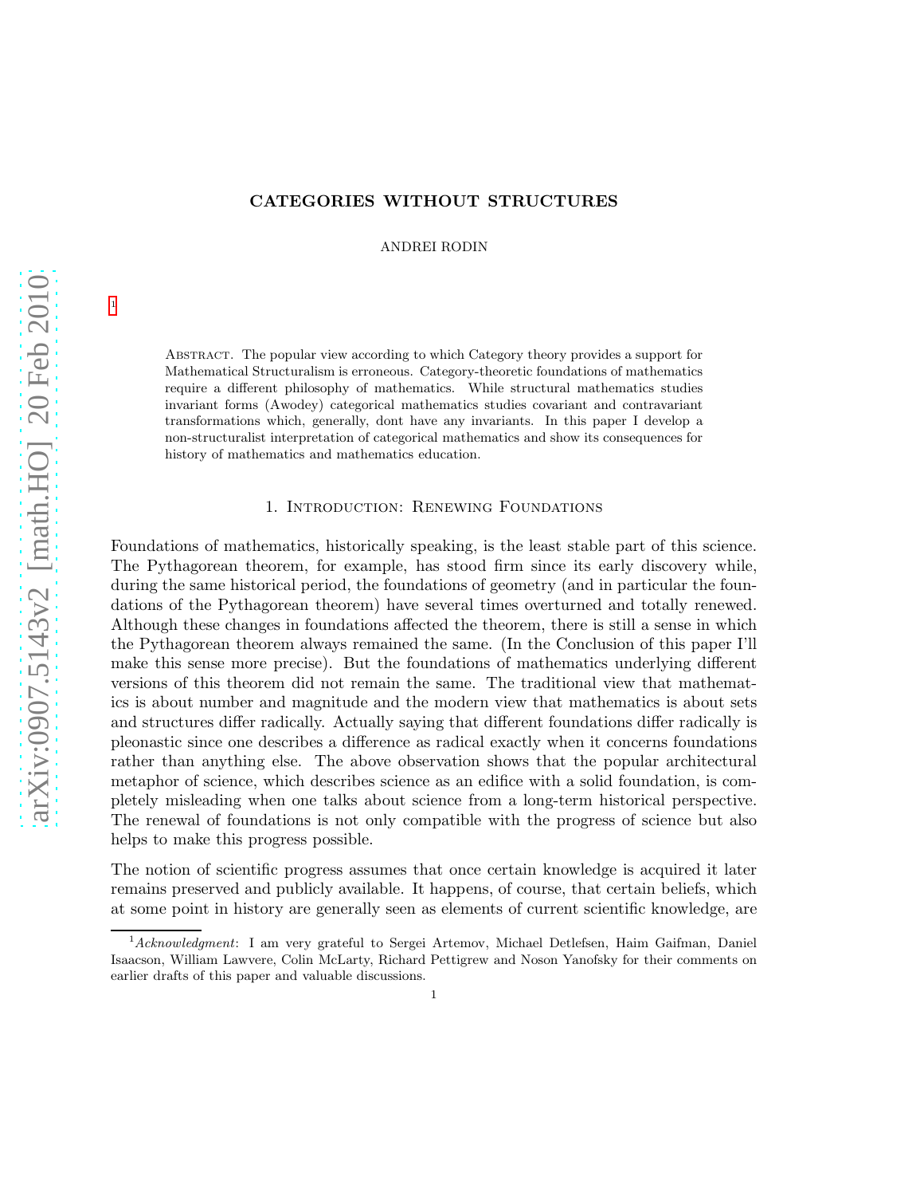# CATEGORIES WITHOUT STRUCTURES

ANDREI RODIN

[1]

ABSTRACT. The popular view according to which Category theory provides a support for Mathematical Structuralism is erroneous. Category-theoretic foundations of mathematics require a different philosophy of mathematics. While structural mathematics studies invariant forms (Awodey) categorical mathematics studies covariant and contravariant transformations which, generally, dont have any invariants. In this paper I develop a non-structuralist interpretation of categorical mathematics and show its consequences for history of mathematics and mathematics education.

## 1. Introduction: Renewing Foundations

Foundations of mathematics, historically speaking, is the least stable part of this science. The Pythagorean theorem, for example, has stood firm since its early discovery while, during the same historical period, the foundations of geometry (and in particular the foundations of the Pythagorean theorem) have several times overturned and totally renewed. Although these changes in foundations affected the theorem, there is still a sense in which the Pythagorean theorem always remained the same. (In the Conclusion of this paper I'll make this sense more precise). But the foundations of mathematics underlying different versions of this theorem did not remain the same. The traditional view that mathematics is about number and magnitude and the modern view that mathematics is about sets and structures differ radically. Actually saying that different foundations differ radically is pleonastic since one describes a difference as radical exactly when it concerns foundations rather than anything else. The above observation shows that the popular architectural metaphor of science, which describes science as an edifice with a solid foundation, is completely misleading when one talks about science from a long-term historical perspective. The renewal of foundations is not only compatible with the progress of science but also helps to make this progress possible.

The notion of scientific progress assumes that once certain knowledge is acquired it later remains preserved and publicly available. It happens, of course, that certain beliefs, which at some point in history are generally seen as elements of current scientific knowledge, are

[1] *Acknowledgment*: I am very grateful to Sergei Artemov, Michael Detlefsen, Haim Gaifman, Daniel Isaacson, William Lawvere, Colin McLarty, Richard Pettigrew and Noson Yanofsky for their comments on earlier drafts of this paper and valuable discussions.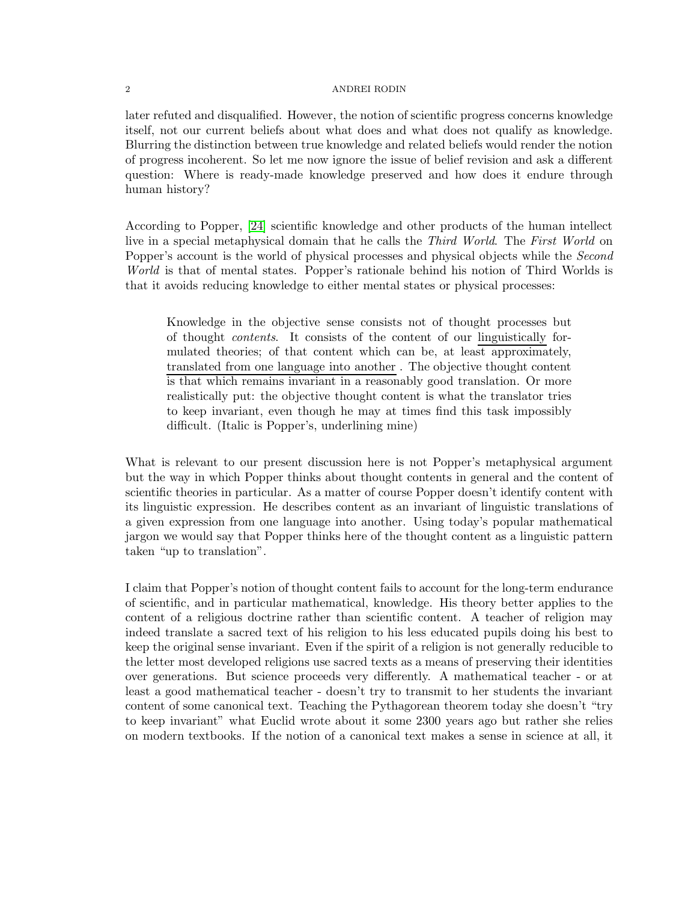later refuted and disqualified. However, the notion of scientific progress concerns knowledge itself, not our current beliefs about what does and what does not qualify as knowledge. Blurring the distinction between true knowledge and related beliefs would render the notion of progress incoherent. So let me now ignore the issue of belief revision and ask a different question: Where is ready-made knowledge preserved and how does it endure through human history?

According to Popper, [24] scientific knowledge and other products of the human intellect live in a special metaphysical domain that he calls the *Third World*. The *First World* on Popper's account is the world of physical processes and physical objects while the *Second World* is that of mental states. Popper's rationale behind his notion of Third Worlds is that it avoids reducing knowledge to either mental states or physical processes:

> Knowledge in the objective sense consists not of thought processes but of thought *contents*. It consists of the content of our <u>linguistically</u> formulated theories; of that content which can be, at least approximately, <u>translated from one language into another</u> . The objective thought content is that which remains invariant in a reasonably good translation. Or more realistically put: the objective thought content is what the translator tries to keep invariant, even though he may at times find this task impossibly difficult. (Italic is Popper's, underlining mine)

What is relevant to our present discussion here is not Popper's metaphysical argument but the way in which Popper thinks about thought contents in general and the content of scientific theories in particular. As a matter of course Popper doesn't identify content with its linguistic expression. He describes content as an invariant of linguistic translations of a given expression from one language into another. Using today's popular mathematical jargon we would say that Popper thinks here of the thought content as a linguistic pattern taken "up to translation".

I claim that Popper's notion of thought content fails to account for the long-term endurance of scientific, and in particular mathematical, knowledge. His theory better applies to the content of a religious doctrine rather than scientific content. A teacher of religion may indeed translate a sacred text of his religion to his less educated pupils doing his best to keep the original sense invariant. Even if the spirit of a religion is not generally reducible to the letter most developed religions use sacred texts as a means of preserving their identities over generations. But science proceeds very differently. A mathematical teacher - or at least a good mathematical teacher - doesn't try to transmit to her students the invariant content of some canonical text. Teaching the Pythagorean theorem today she doesn't "try to keep invariant" what Euclid wrote about it some 2300 years ago but rather she relies on modern textbooks. If the notion of a canonical text makes a sense in science at all, it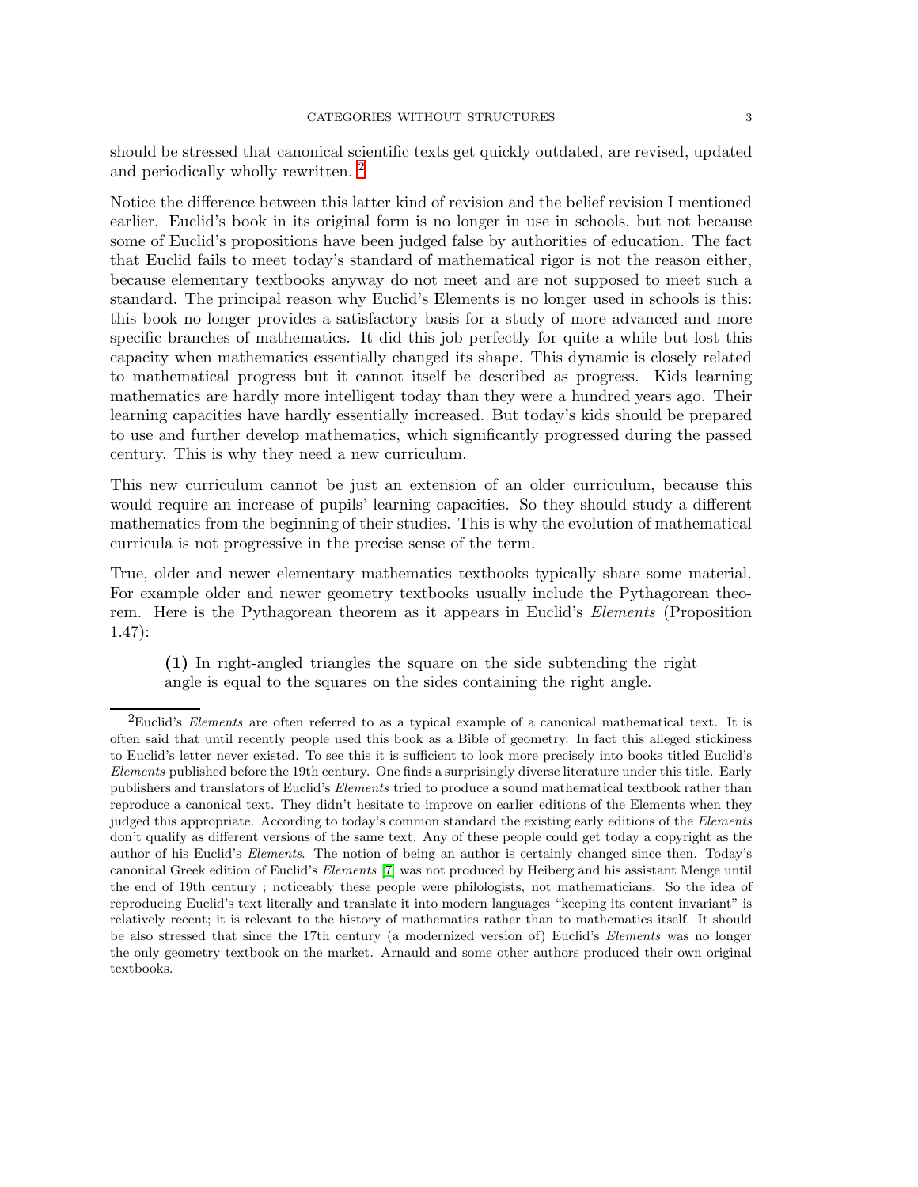should be stressed that canonical scientific texts get quickly outdated, are revised, updated and periodically wholly rewritten. [2]

Notice the difference between this latter kind of revision and the belief revision I mentioned earlier. Euclid's book in its original form is no longer in use in schools, but not because some of Euclid's propositions have been judged false by authorities of education. The fact that Euclid fails to meet today's standard of mathematical rigor is not the reason either, because elementary textbooks anyway do not meet and are not supposed to meet such a standard. The principal reason why Euclid's Elements is no longer used in schools is this: this book no longer provides a satisfactory basis for a study of more advanced and more specific branches of mathematics. It did this job perfectly for quite a while but lost this capacity when mathematics essentially changed its shape. This dynamic is closely related to mathematical progress but it cannot itself be described as progress. Kids learning mathematics are hardly more intelligent today than they were a hundred years ago. Their learning capacities have hardly essentially increased. But today's kids should be prepared to use and further develop mathematics, which significantly progressed during the passed century. This is why they need a new curriculum.

This new curriculum cannot be just an extension of an older curriculum, because this would require an increase of pupils' learning capacities. So they should study a different mathematics from the beginning of their studies. This is why the evolution of mathematical curricula is not progressive in the precise sense of the term.

True, older and newer elementary mathematics textbooks typically share some material. For example older and newer geometry textbooks usually include the Pythagorean theorem. Here is the Pythagorean theorem as it appears in Euclid's *Elements* (Proposition 1.47):

> **(1)** In right-angled triangles the square on the side subtending the right angle is equal to the squares on the sides containing the right angle.

---

[2] Euclid's *Elements* are often referred to as a typical example of a canonical mathematical text. It is often said that until recently people used this book as a Bible of geometry. In fact this alleged stickiness to Euclid's letter never existed. To see this it is sufficient to look more precisely into books titled Euclid's *Elements* published before the 19th century. One finds a surprisingly diverse literature under this title. Early publishers and translators of Euclid's *Elements* tried to produce a sound mathematical textbook rather than reproduce a canonical text. They didn't hesitate to improve on earlier editions of the Elements when they judged this appropriate. According to today's common standard the existing early editions of the *Elements* don't qualify as different versions of the same text. Any of these people could get today a copyright as the author of his Euclid's *Elements*. The notion of being an author is certainly changed since then. Today's canonical Greek edition of Euclid's *Elements* [7] was not produced by Heiberg and his assistant Menge until the end of 19th century ; noticeably these people were philologists, not mathematicians. So the idea of reproducing Euclid's text literally and translate it into modern languages "keeping its content invariant" is relatively recent; it is relevant to the history of mathematics rather than to mathematics itself. It should be also stressed that since the 17th century (a modernized version of) Euclid's *Elements* was no longer the only geometry textbook on the market. Arnauld and some other authors produced their own original textbooks.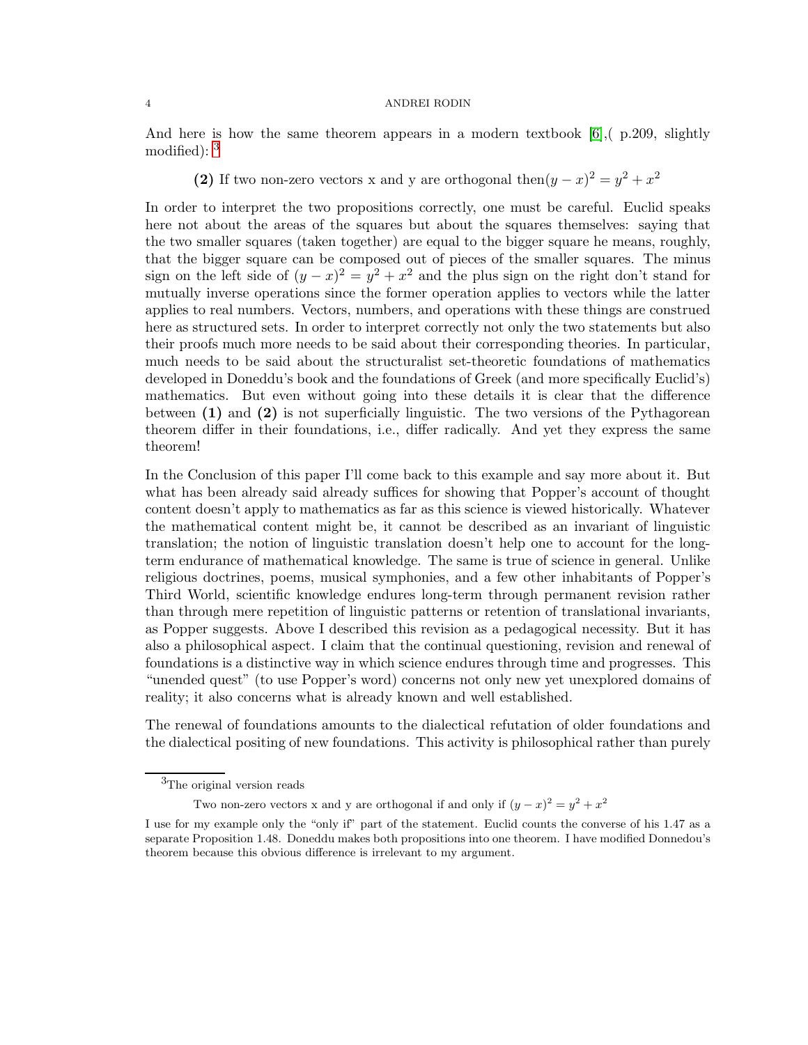And here is how the same theorem appears in a modern textbook [6],( p.209, slightly modified): [3]

**(2)** If two non-zero vectors x and y are orthogonal then$(y - x)^2 = y^2 + x^2$

In order to interpret the two propositions correctly, one must be careful. Euclid speaks here not about the areas of the squares but about the squares themselves: saying that the two smaller squares (taken together) are equal to the bigger square he means, roughly, that the bigger square can be composed out of pieces of the smaller squares. The minus sign on the left side of $(y - x)^2 = y^2 + x^2$ and the plus sign on the right don't stand for mutually inverse operations since the former operation applies to vectors while the latter applies to real numbers. Vectors, numbers, and operations with these things are construed here as structured sets. In order to interpret correctly not only the two statements but also their proofs much more needs to be said about their corresponding theories. In particular, much needs to be said about the structuralist set-theoretic foundations of mathematics developed in Doneddu's book and the foundations of Greek (and more specifically Euclid's) mathematics. But even without going into these details it is clear that the difference between **(1)** and **(2)** is not superficially linguistic. The two versions of the Pythagorean theorem differ in their foundations, i.e., differ radically. And yet they express the same theorem!

In the Conclusion of this paper I'll come back to this example and say more about it. But what has been already said already suffices for showing that Popper's account of thought content doesn't apply to mathematics as far as this science is viewed historically. Whatever the mathematical content might be, it cannot be described as an invariant of linguistic translation; the notion of linguistic translation doesn't help one to account for the long-term endurance of mathematical knowledge. The same is true of science in general. Unlike religious doctrines, poems, musical symphonies, and a few other inhabitants of Popper's Third World, scientific knowledge endures long-term through permanent revision rather than through mere repetition of linguistic patterns or retention of translational invariants, as Popper suggests. Above I described this revision as a pedagogical necessity. But it has also a philosophical aspect. I claim that the continual questioning, revision and renewal of foundations is a distinctive way in which science endures through time and progresses. This "unended quest" (to use Popper's word) concerns not only new yet unexplored domains of reality; it also concerns what is already known and well established.

The renewal of foundations amounts to the dialectical refutation of older foundations and the dialectical positing of new foundations. This activity is philosophical rather than purely

---

[3] The original version reads

Two non-zero vectors x and y are orthogonal if and only if $(y - x)^2 = y^2 + x^2$

I use for my example only the "only if" part of the statement. Euclid counts the converse of his 1.47 as a separate Proposition 1.48. Doneddu makes both propositions into one theorem. I have modified Donnedou's theorem because this obvious difference is irrelevant to my argument.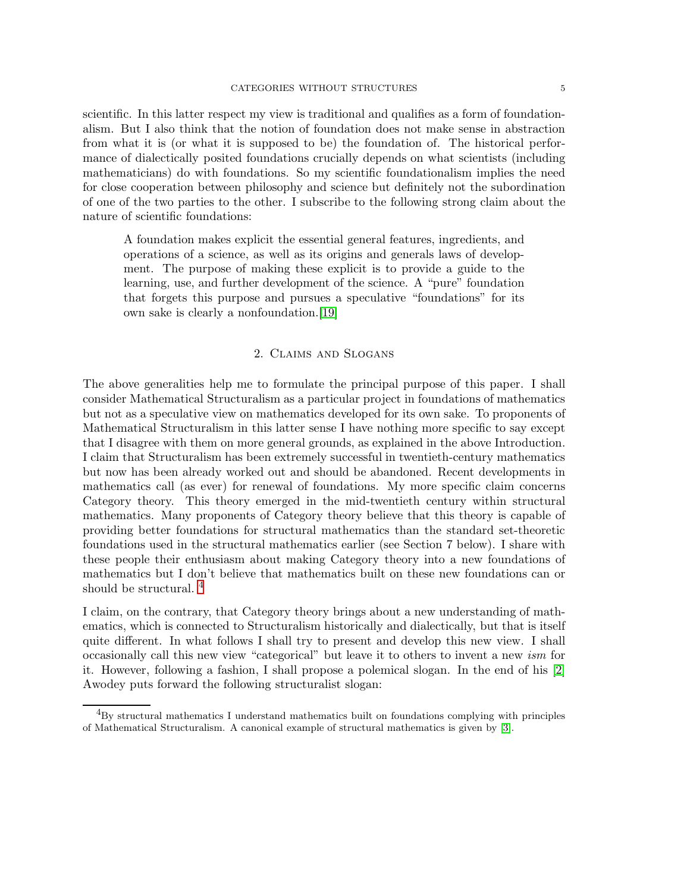scientific. In this latter respect my view is traditional and qualifies as a form of foundationalism. But I also think that the notion of foundation does not make sense in abstraction from what it is (or what it is supposed to be) the foundation of. The historical performance of dialectically posited foundations crucially depends on what scientists (including mathematicians) do with foundations. So my scientific foundationalism implies the need for close cooperation between philosophy and science but definitely not the subordination of one of the two parties to the other. I subscribe to the following strong claim about the nature of scientific foundations:

> A foundation makes explicit the essential general features, ingredients, and operations of a science, as well as its origins and generals laws of development. The purpose of making these explicit is to provide a guide to the learning, use, and further development of the science. A "pure" foundation that forgets this purpose and pursues a speculative "foundations" for its own sake is clearly a nonfoundation.[19]

## 2. Claims and Slogans

The above generalities help me to formulate the principal purpose of this paper. I shall consider Mathematical Structuralism as a particular project in foundations of mathematics but not as a speculative view on mathematics developed for its own sake. To proponents of Mathematical Structuralism in this latter sense I have nothing more specific to say except that I disagree with them on more general grounds, as explained in the above Introduction. I claim that Structuralism has been extremely successful in twentieth-century mathematics but now has been already worked out and should be abandoned. Recent developments in mathematics call (as ever) for renewal of foundations. My more specific claim concerns Category theory. This theory emerged in the mid-twentieth century within structural mathematics. Many proponents of Category theory believe that this theory is capable of providing better foundations for structural mathematics than the standard set-theoretic foundations used in the structural mathematics earlier (see Section 7 below). I share with these people their enthusiasm about making Category theory into a new foundations of mathematics but I don't believe that mathematics built on these new foundations can or should be structural. [4]

I claim, on the contrary, that Category theory brings about a new understanding of mathematics, which is connected to Structuralism historically and dialectically, but that is itself quite different. In what follows I shall try to present and develop this new view. I shall occasionally call this new view "categorical" but leave it to others to invent a new *ism* for it. However, following a fashion, I shall propose a polemical slogan. In the end of his [2] Awodey puts forward the following structuralist slogan:

[4] By structural mathematics I understand mathematics built on foundations complying with principles of Mathematical Structuralism. A canonical example of structural mathematics is given by [3].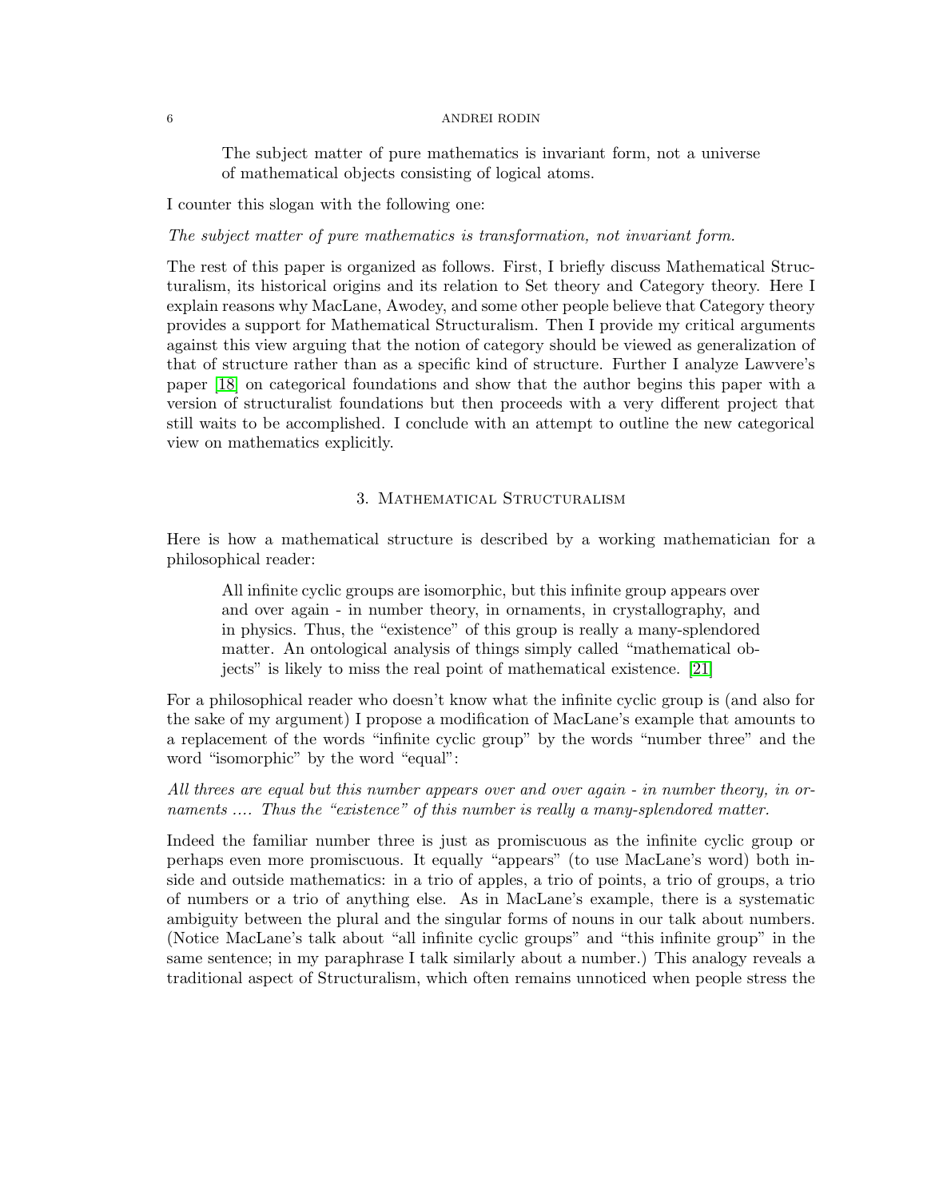> The subject matter of pure mathematics is invariant form, not a universe of mathematical objects consisting of logical atoms.

I counter this slogan with the following one:

*The subject matter of pure mathematics is transformation, not invariant form.*

The rest of this paper is organized as follows. First, I briefly discuss Mathematical Structuralism, its historical origins and its relation to Set theory and Category theory. Here I explain reasons why MacLane, Awodey, and some other people believe that Category theory provides a support for Mathematical Structuralism. Then I provide my critical arguments against this view arguing that the notion of category should be viewed as generalization of that of structure rather than as a specific kind of structure. Further I analyze Lawvere's paper [18] on categorical foundations and show that the author begins this paper with a version of structuralist foundations but then proceeds with a very different project that still waits to be accomplished. I conclude with an attempt to outline the new categorical view on mathematics explicitly.

## 3. Mathematical Structuralism

Here is how a mathematical structure is described by a working mathematician for a philosophical reader:

> All infinite cyclic groups are isomorphic, but this infinite group appears over and over again - in number theory, in ornaments, in crystallography, and in physics. Thus, the "existence" of this group is really a many-splendored matter. An ontological analysis of things simply called "mathematical objects" is likely to miss the real point of mathematical existence. [21]

For a philosophical reader who doesn't know what the infinite cyclic group is (and also for the sake of my argument) I propose a modification of MacLane's example that amounts to a replacement of the words "infinite cyclic group" by the words "number three" and the word "isomorphic" by the word "equal":

*All threes are equal but this number appears over and over again - in number theory, in ornaments .... Thus the "existence" of this number is really a many-splendored matter.*

Indeed the familiar number three is just as promiscuous as the infinite cyclic group or perhaps even more promiscuous. It equally "appears" (to use MacLane's word) both inside and outside mathematics: in a trio of apples, a trio of points, a trio of groups, a trio of numbers or a trio of anything else. As in MacLane's example, there is a systematic ambiguity between the plural and the singular forms of nouns in our talk about numbers. (Notice MacLane's talk about "all infinite cyclic groups" and "this infinite group" in the same sentence; in my paraphrase I talk similarly about a number.) This analogy reveals a traditional aspect of Structuralism, which often remains unnoticed when people stress the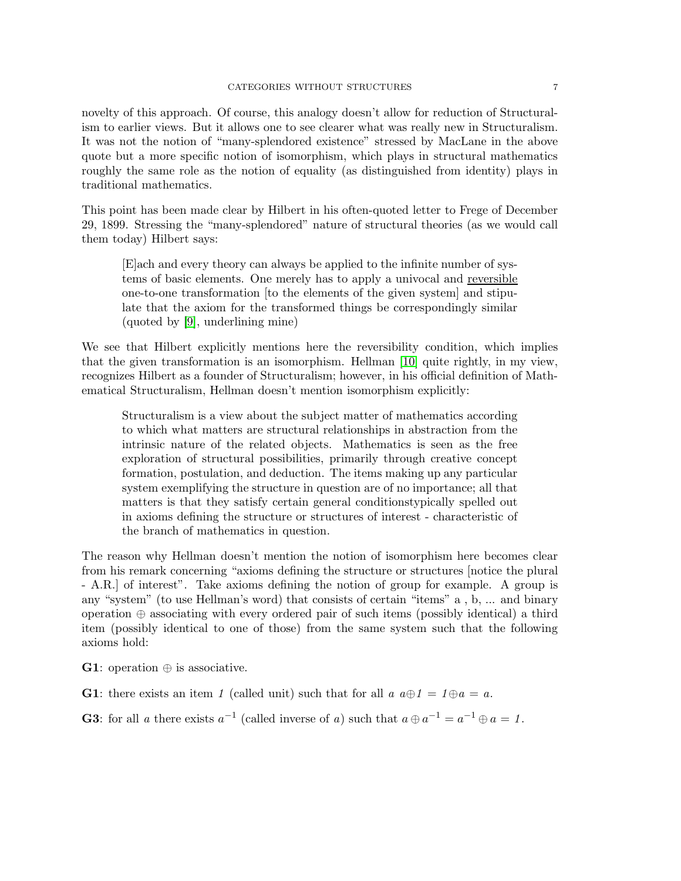novelty of this approach. Of course, this analogy doesn't allow for reduction of Structuralism to earlier views. But it allows one to see clearer what was really new in Structuralism. It was not the notion of "many-splendored existence" stressed by MacLane in the above quote but a more specific notion of isomorphism, which plays in structural mathematics roughly the same role as the notion of equality (as distinguished from identity) plays in traditional mathematics.

This point has been made clear by Hilbert in his often-quoted letter to Frege of December 29, 1899. Stressing the "many-splendored" nature of structural theories (as we would call them today) Hilbert says:

> [E]ach and every theory can always be applied to the infinite number of systems of basic elements. One merely has to apply a univocal and <u>reversible</u> one-to-one transformation [to the elements of the given system] and stipulate that the axiom for the transformed things be correspondingly similar (quoted by [9], underlining mine)

We see that Hilbert explicitly mentions here the reversibility condition, which implies that the given transformation is an isomorphism. Hellman [10] quite rightly, in my view, recognizes Hilbert as a founder of Structuralism; however, in his official definition of Mathematical Structuralism, Hellman doesn't mention isomorphism explicitly:

> Structuralism is a view about the subject matter of mathematics according to which what matters are structural relationships in abstraction from the intrinsic nature of the related objects. Mathematics is seen as the free exploration of structural possibilities, primarily through creative concept formation, postulation, and deduction. The items making up any particular system exemplifying the structure in question are of no importance; all that matters is that they satisfy certain general conditionstypically spelled out in axioms defining the structure or structures of interest - characteristic of the branch of mathematics in question.

The reason why Hellman doesn't mention the notion of isomorphism here becomes clear from his remark concerning "axioms defining the structure or structures [notice the plural - A.R.] of interest". Take axioms defining the notion of group for example. A group is any "system" (to use Hellman's word) that consists of certain "items" a , b, ... and binary operation $\oplus$ associating with every ordered pair of such items (possibly identical) a third item (possibly identical to one of those) from the same system such that the following axioms hold:

**G1**: operation $\oplus$ is associative.

**G1**: there exists an item *1* (called unit) such that for all $a$ $a \oplus 1 = 1 \oplus a = a$.

**G3**: for all $a$ there exists $a^{-1}$ (called inverse of $a$) such that $a \oplus a^{-1} = a^{-1} \oplus a = 1$.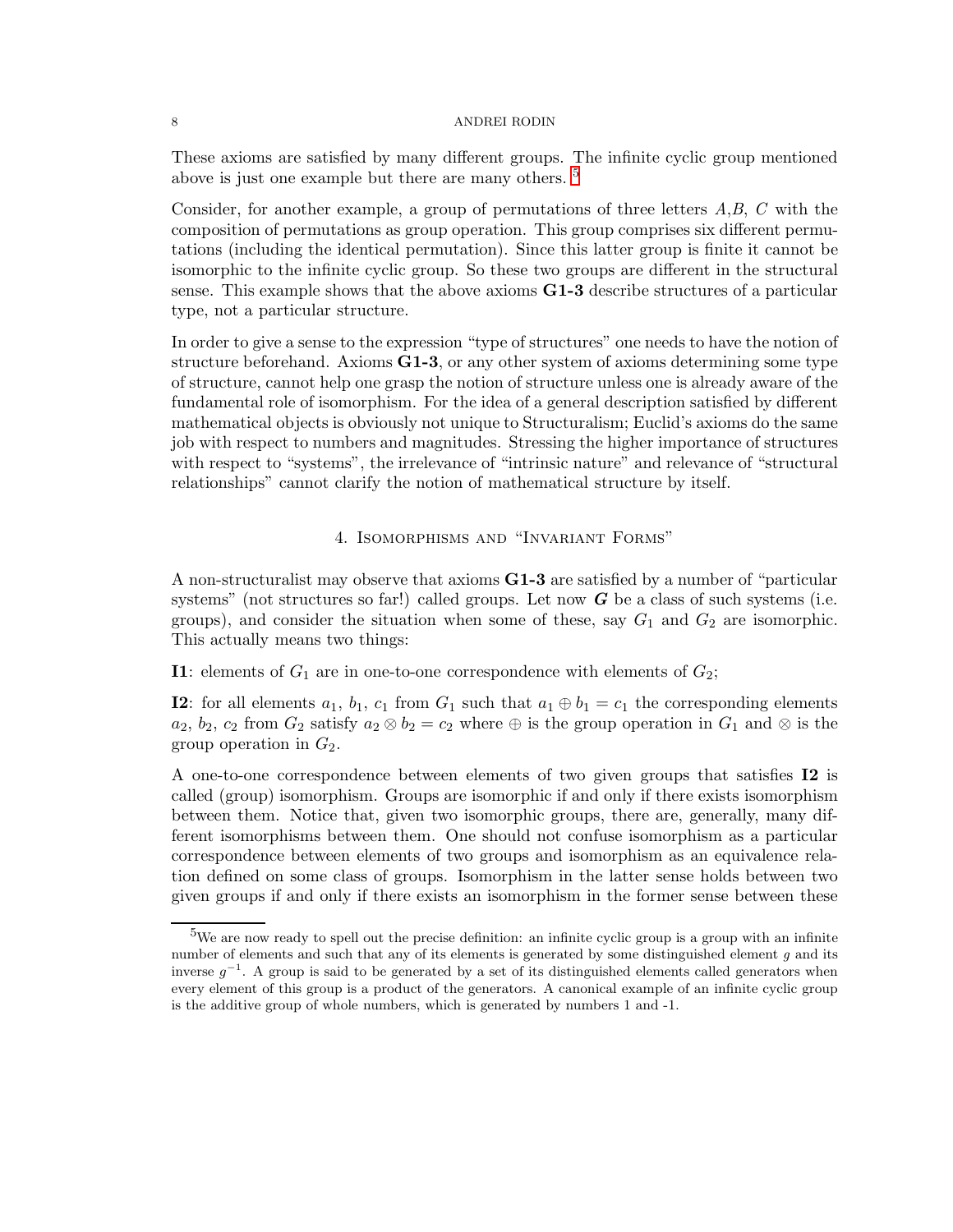These axioms are satisfied by many different groups. The infinite cyclic group mentioned above is just one example but there are many others. [5]

Consider, for another example, a group of permutations of three letters $A$,$B$, $C$ with the composition of permutations as group operation. This group comprises six different permutations (including the identical permutation). Since this latter group is finite it cannot be isomorphic to the infinite cyclic group. So these two groups are different in the structural sense. This example shows that the above axioms **G1-3** describe structures of a particular type, not a particular structure.

In order to give a sense to the expression "type of structures" one needs to have the notion of structure beforehand. Axioms **G1-3**, or any other system of axioms determining some type of structure, cannot help one grasp the notion of structure unless one is already aware of the fundamental role of isomorphism. For the idea of a general description satisfied by different mathematical objects is obviously not unique to Structuralism; Euclid's axioms do the same job with respect to numbers and magnitudes. Stressing the higher importance of structures with respect to "systems", the irrelevance of "intrinsic nature" and relevance of "structural relationships" cannot clarify the notion of mathematical structure by itself.

## 4. Isomorphisms and "Invariant Forms"

A non-structuralist may observe that axioms **G1-3** are satisfied by a number of "particular systems" (not structures so far!) called groups. Let now $\boldsymbol{G}$ be a class of such systems (i.e. groups), and consider the situation when some of these, say $G_1$ and $G_2$ are isomorphic. This actually means two things:

**I1**: elements of $G_1$ are in one-to-one correspondence with elements of $G_2$;

**I2**: for all elements $a_1$, $b_1$, $c_1$ from $G_1$ such that $a_1 \oplus b_1 = c_1$ the corresponding elements $a_2$, $b_2$, $c_2$ from $G_2$ satisfy $a_2 \otimes b_2 = c_2$ where $\oplus$ is the group operation in $G_1$ and $\otimes$ is the group operation in $G_2$.

A one-to-one correspondence between elements of two given groups that satisfies **I2** is called (group) isomorphism. Groups are isomorphic if and only if there exists isomorphism between them. Notice that, given two isomorphic groups, there are, generally, many different isomorphisms between them. One should not confuse isomorphism as a particular correspondence between elements of two groups and isomorphism as an equivalence relation defined on some class of groups. Isomorphism in the latter sense holds between two given groups if and only if there exists an isomorphism in the former sense between these

[5] We are now ready to spell out the precise definition: an infinite cyclic group is a group with an infinite number of elements and such that any of its elements is generated by some distinguished element $g$ and its inverse $g^{-1}$. A group is said to be generated by a set of its distinguished elements called generators when every element of this group is a product of the generators. A canonical example of an infinite cyclic group is the additive group of whole numbers, which is generated by numbers 1 and -1.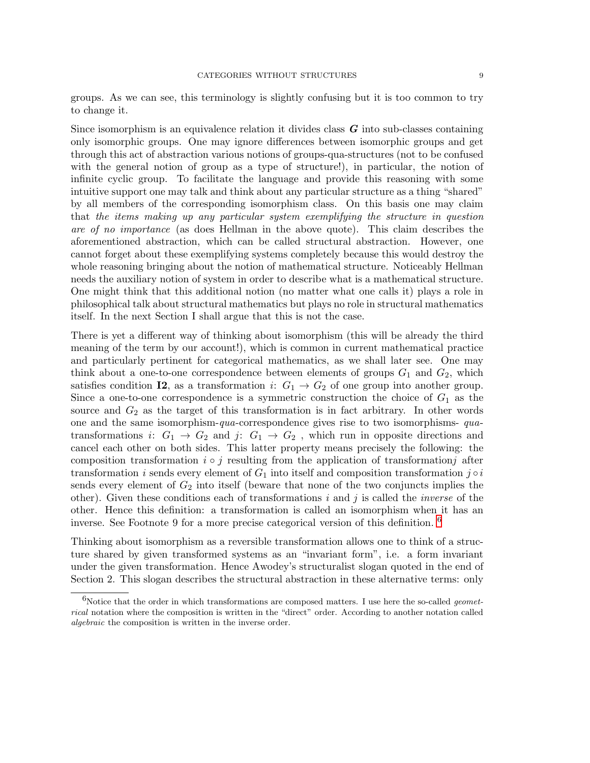groups. As we can see, this terminology is slightly confusing but it is too common to try to change it.

Since isomorphism is an equivalence relation it divides class $\boldsymbol{G}$ into sub-classes containing only isomorphic groups. One may ignore differences between isomorphic groups and get through this act of abstraction various notions of groups-qua-structures (not to be confused with the general notion of group as a type of structure!), in particular, the notion of infinite cyclic group. To facilitate the language and provide this reasoning with some intuitive support one may talk and think about any particular structure as a thing "shared" by all members of the corresponding isomorphism class. On this basis one may claim that *the items making up any particular system exemplifying the structure in question are of no importance* (as does Hellman in the above quote). This claim describes the aforementioned abstraction, which can be called structural abstraction. However, one cannot forget about these exemplifying systems completely because this would destroy the whole reasoning bringing about the notion of mathematical structure. Noticeably Hellman needs the auxiliary notion of system in order to describe what is a mathematical structure. One might think that this additional notion (no matter what one calls it) plays a role in philosophical talk about structural mathematics but plays no role in structural mathematics itself. In the next Section I shall argue that this is not the case.

There is yet a different way of thinking about isomorphism (this will be already the third meaning of the term by our account!), which is common in current mathematical practice and particularly pertinent for categorical mathematics, as we shall later see. One may think about a one-to-one correspondence between elements of groups $G_1$ and $G_2$, which satisfies condition **I2**, as a transformation $i\colon G_1 \rightarrow G_2$ of one group into another group. Since a one-to-one correspondence is a symmetric construction the choice of $G_1$ as the source and $G_2$ as the target of this transformation is in fact arbitrary. In other words one and the same isomorphism-*qua*-correspondence gives rise to two isomorphisms- *qua*-transformations $i\colon G_1 \rightarrow G_2$ and $j\colon G_1 \rightarrow G_2$ , which run in opposite directions and cancel each other on both sides. This latter property means precisely the following: the composition transformation $i \circ j$ resulting from the application of transformation$j$ after transformation $i$ sends every element of $G_1$ into itself and composition transformation $j \circ i$ sends every element of $G_2$ into itself (beware that none of the two conjuncts implies the other). Given these conditions each of transformations $i$ and $j$ is called the *inverse* of the other. Hence this definition: a transformation is called an isomorphism when it has an inverse. See Footnote 9 for a more precise categorical version of this definition. [6]

Thinking about isomorphism as a reversible transformation allows one to think of a structure shared by given transformed systems as an "invariant form", i.e. a form invariant under the given transformation. Hence Awodey's structuralist slogan quoted in the end of Section 2. This slogan describes the structural abstraction in these alternative terms: only

[6] Notice that the order in which transformations are composed matters. I use here the so-called *geometrical* notation where the composition is written in the "direct" order. According to another notation called *algebraic* the composition is written in the inverse order.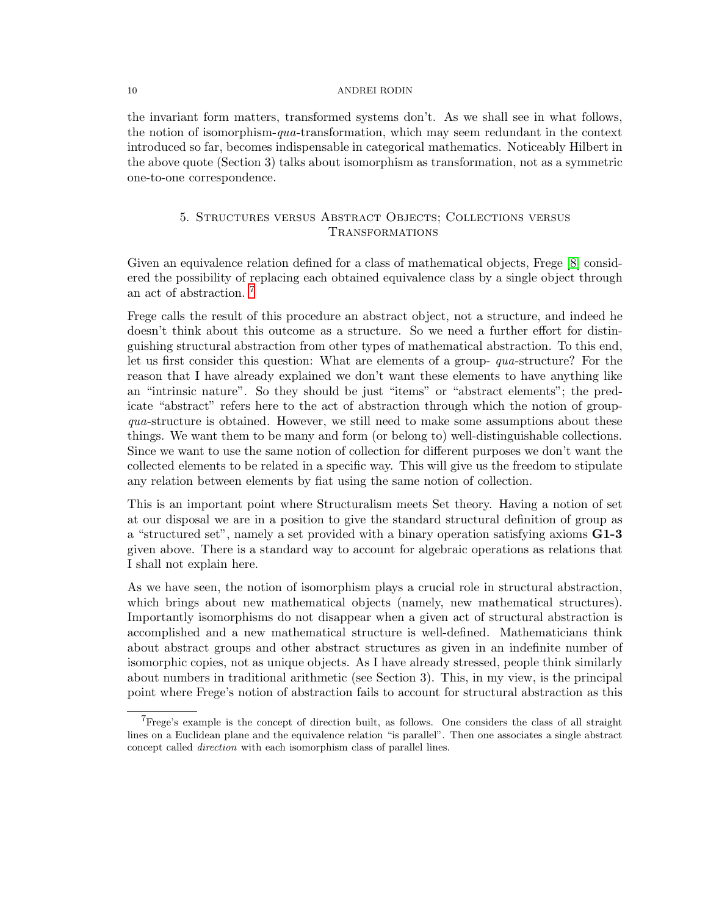the invariant form matters, transformed systems don't. As we shall see in what follows, the notion of isomorphism-*qua*-transformation, which may seem redundant in the context introduced so far, becomes indispensable in categorical mathematics. Noticeably Hilbert in the above quote (Section 3) talks about isomorphism as transformation, not as a symmetric one-to-one correspondence.

## 5. Structures versus Abstract Objects; Collections versus Transformations

Given an equivalence relation defined for a class of mathematical objects, Frege [8] considered the possibility of replacing each obtained equivalence class by a single object through an act of abstraction. [7]

Frege calls the result of this procedure an abstract object, not a structure, and indeed he doesn't think about this outcome as a structure. So we need a further effort for distinguishing structural abstraction from other types of mathematical abstraction. To this end, let us first consider this question: What are elements of a group- *qua*-structure? For the reason that I have already explained we don't want these elements to have anything like an "intrinsic nature". So they should be just "items" or "abstract elements"; the predicate "abstract" refers here to the act of abstraction through which the notion of group-*qua*-structure is obtained. However, we still need to make some assumptions about these things. We want them to be many and form (or belong to) well-distinguishable collections. Since we want to use the same notion of collection for different purposes we don't want the collected elements to be related in a specific way. This will give us the freedom to stipulate any relation between elements by fiat using the same notion of collection.

This is an important point where Structuralism meets Set theory. Having a notion of set at our disposal we are in a position to give the standard structural definition of group as a "structured set", namely a set provided with a binary operation satisfying axioms **G1-3** given above. There is a standard way to account for algebraic operations as relations that I shall not explain here.

As we have seen, the notion of isomorphism plays a crucial role in structural abstraction, which brings about new mathematical objects (namely, new mathematical structures). Importantly isomorphisms do not disappear when a given act of structural abstraction is accomplished and a new mathematical structure is well-defined. Mathematicians think about abstract groups and other abstract structures as given in an indefinite number of isomorphic copies, not as unique objects. As I have already stressed, people think similarly about numbers in traditional arithmetic (see Section 3). This, in my view, is the principal point where Frege's notion of abstraction fails to account for structural abstraction as this

[7] Frege's example is the concept of direction built, as follows. One considers the class of all straight lines on a Euclidean plane and the equivalence relation "is parallel". Then one associates a single abstract concept called *direction* with each isomorphism class of parallel lines.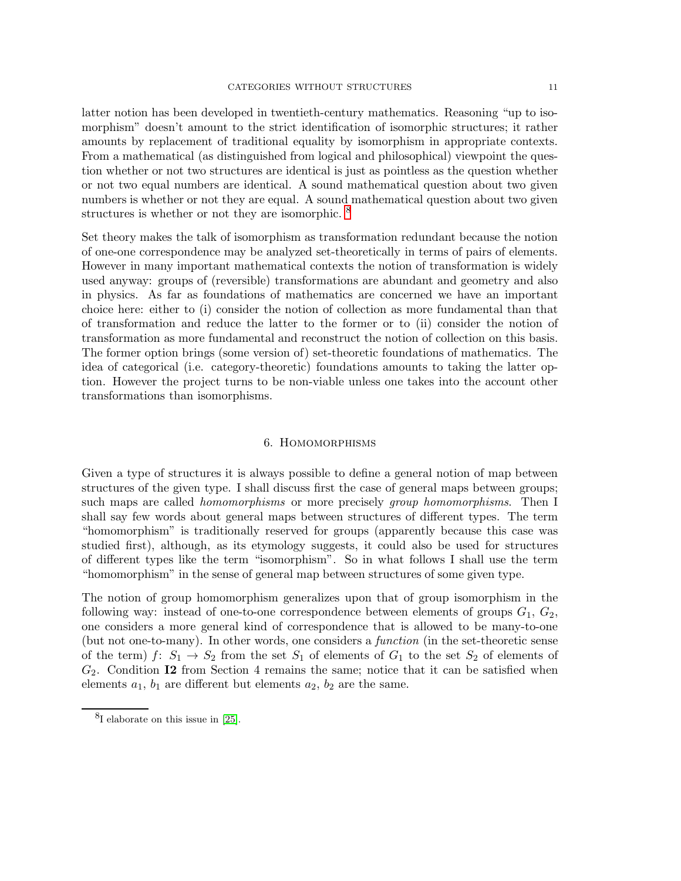latter notion has been developed in twentieth-century mathematics. Reasoning "up to isomorphism" doesn't amount to the strict identification of isomorphic structures; it rather amounts by replacement of traditional equality by isomorphism in appropriate contexts. From a mathematical (as distinguished from logical and philosophical) viewpoint the question whether or not two structures are identical is just as pointless as the question whether or not two equal numbers are identical. A sound mathematical question about two given numbers is whether or not they are equal. A sound mathematical question about two given structures is whether or not they are isomorphic. [8]

Set theory makes the talk of isomorphism as transformation redundant because the notion of one-one correspondence may be analyzed set-theoretically in terms of pairs of elements. However in many important mathematical contexts the notion of transformation is widely used anyway: groups of (reversible) transformations are abundant and geometry and also in physics. As far as foundations of mathematics are concerned we have an important choice here: either to (i) consider the notion of collection as more fundamental than that of transformation and reduce the latter to the former or to (ii) consider the notion of transformation as more fundamental and reconstruct the notion of collection on this basis. The former option brings (some version of) set-theoretic foundations of mathematics. The idea of categorical (i.e. category-theoretic) foundations amounts to taking the latter option. However the project turns to be non-viable unless one takes into the account other transformations than isomorphisms.

## 6. Homomorphisms

Given a type of structures it is always possible to define a general notion of map between structures of the given type. I shall discuss first the case of general maps between groups; such maps are called *homomorphisms* or more precisely *group homomorphisms*. Then I shall say few words about general maps between structures of different types. The term "homomorphism" is traditionally reserved for groups (apparently because this case was studied first), although, as its etymology suggests, it could also be used for structures of different types like the term "isomorphism". So in what follows I shall use the term "homomorphism" in the sense of general map between structures of some given type.

The notion of group homomorphism generalizes upon that of group isomorphism in the following way: instead of one-to-one correspondence between elements of groups $G_1$, $G_2$, one considers a more general kind of correspondence that is allowed to be many-to-one (but not one-to-many). In other words, one considers a *function* (in the set-theoretic sense of the term) $f\colon S_1 \to S_2$ from the set $S_1$ of elements of $G_1$ to the set $S_2$ of elements of $G_2$. Condition **I2** from Section 4 remains the same; notice that it can be satisfied when elements $a_1$, $b_1$ are different but elements $a_2$, $b_2$ are the same.

[8] I elaborate on this issue in [25].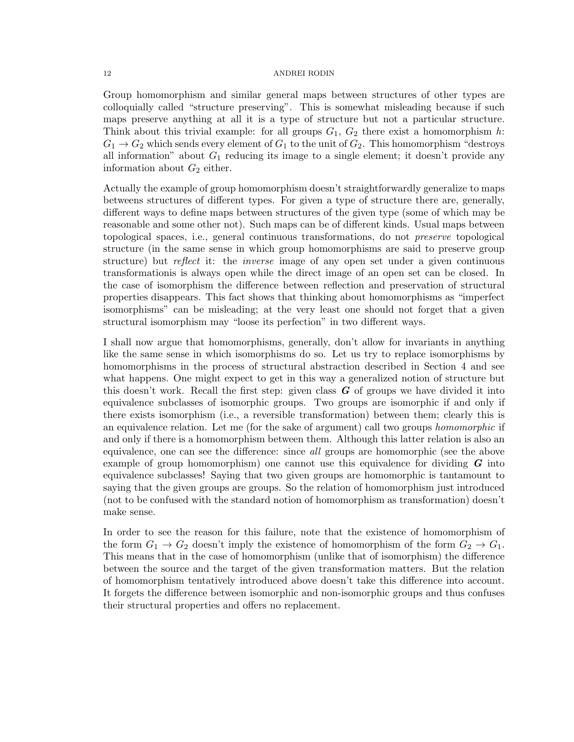Group homomorphism and similar general maps between structures of other types are colloquially called "structure preserving". This is somewhat misleading because if such maps preserve anything at all it is a type of structure but not a particular structure. Think about this trivial example: for all groups $G_1$, $G_2$ there exist a homomorphism $h$: $G_1 \rightarrow G_2$ which sends every element of $G_1$ to the unit of $G_2$. This homomorphism "destroys all information" about $G_1$ reducing its image to a single element; it doesn't provide any information about $G_2$ either.

Actually the example of group homomorphism doesn't straightforwardly generalize to maps betweens structures of different types. For given a type of structure there are, generally, different ways to define maps between structures of the given type (some of which may be reasonable and some other not). Such maps can be of different kinds. Usual maps between topological spaces, i.e., general continuous transformations, do not *preserve* topological structure (in the same sense in which group homomorphisms are said to preserve group structure) but *reflect* it: the *inverse* image of any open set under a given continuous transformationis is always open while the direct image of an open set can be closed. In the case of isomorphism the difference between reflection and preservation of structural properties disappears. This fact shows that thinking about homomorphisms as "imperfect isomorphisms" can be misleading; at the very least one should not forget that a given structural isomorphism may "loose its perfection" in two different ways.

I shall now argue that homomorphisms, generally, don't allow for invariants in anything like the same sense in which isomorphisms do so. Let us try to replace isomorphisms by homomorphisms in the process of structural abstraction described in Section 4 and see what happens. One might expect to get in this way a generalized notion of structure but this doesn't work. Recall the first step: given class $\boldsymbol{G}$ of groups we have divided it into equivalence subclasses of isomorphic groups. Two groups are isomorphic if and only if there exists isomorphism (i.e., a reversible transformation) between them; clearly this is an equivalence relation. Let me (for the sake of argument) call two groups *homomorphic* if and only if there is a homomorphism between them. Although this latter relation is also an equivalence, one can see the difference: since *all* groups are homomorphic (see the above example of group homomorphism) one cannot use this equivalence for dividing $\boldsymbol{G}$ into equivalence subclasses! Saying that two given groups are homomorphic is tantamount to saying that the given groups are groups. So the relation of homomorphism just introduced (not to be confused with the standard notion of homomorphism as transformation) doesn't make sense.

In order to see the reason for this failure, note that the existence of homomorphism of the form $G_1 \rightarrow G_2$ doesn't imply the existence of homomorphism of the form $G_2 \rightarrow G_1$. This means that in the case of homomorphism (unlike that of isomorphism) the difference between the source and the target of the given transformation matters. But the relation of homomorphism tentatively introduced above doesn't take this difference into account. It forgets the difference between isomorphic and non-isomorphic groups and thus confuses their structural properties and offers no replacement.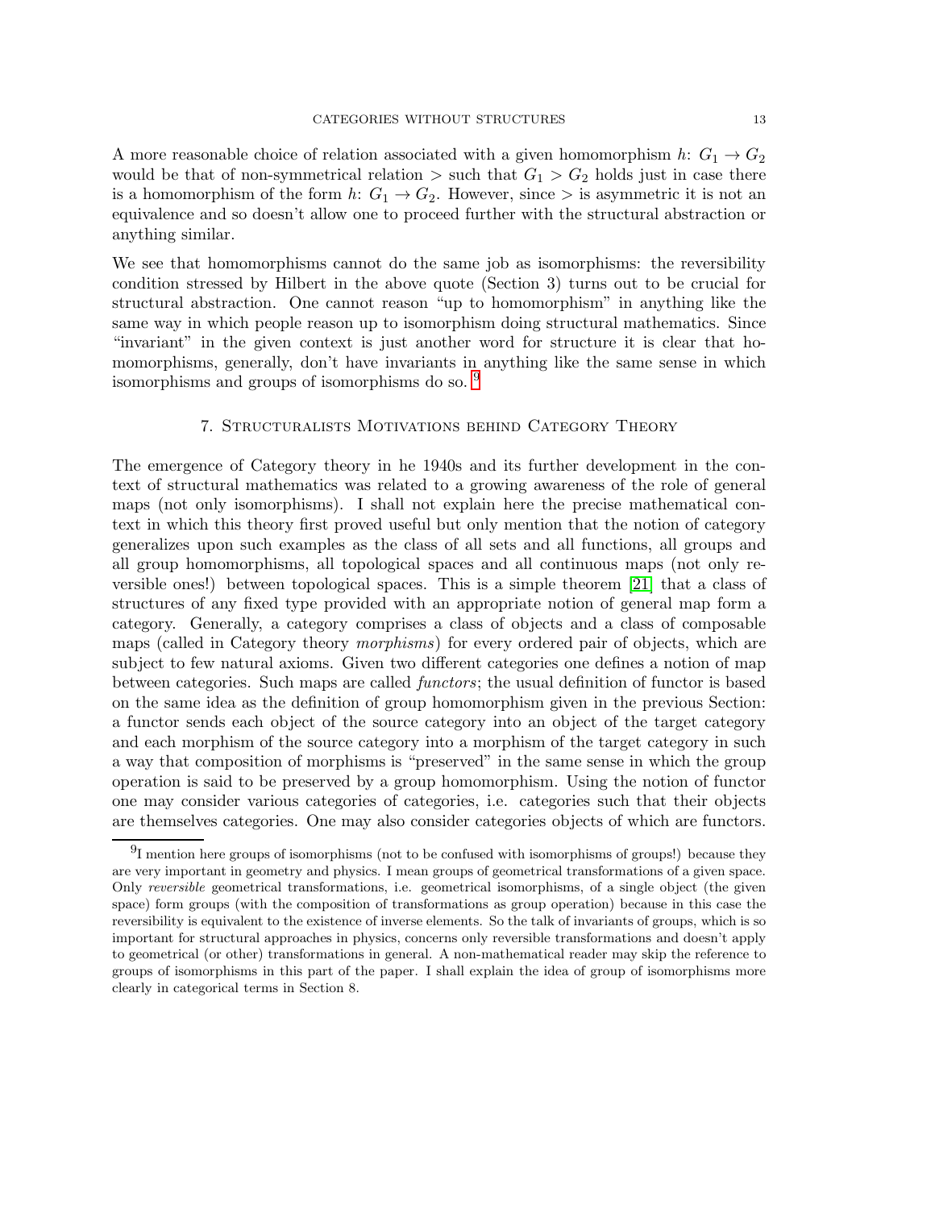A more reasonable choice of relation associated with a given homomorphism $h\colon G_1 \to G_2$ would be that of non-symmetrical relation $>$ such that $G_1 > G_2$ holds just in case there is a homomorphism of the form $h\colon G_1 \to G_2$. However, since $>$ is asymmetric it is not an equivalence and so doesn't allow one to proceed further with the structural abstraction or anything similar.

We see that homomorphisms cannot do the same job as isomorphisms: the reversibility condition stressed by Hilbert in the above quote (Section 3) turns out to be crucial for structural abstraction. One cannot reason "up to homomorphism" in anything like the same way in which people reason up to isomorphism doing structural mathematics. Since "invariant" in the given context is just another word for structure it is clear that homomorphisms, generally, don't have invariants in anything like the same sense in which isomorphisms and groups of isomorphisms do so. [9]

## 7. Structuralists Motivations behind Category Theory

The emergence of Category theory in he 1940s and its further development in the context of structural mathematics was related to a growing awareness of the role of general maps (not only isomorphisms). I shall not explain here the precise mathematical context in which this theory first proved useful but only mention that the notion of category generalizes upon such examples as the class of all sets and all functions, all groups and all group homomorphisms, all topological spaces and all continuous maps (not only reversible ones!) between topological spaces. This is a simple theorem [21] that a class of structures of any fixed type provided with an appropriate notion of general map form a category. Generally, a category comprises a class of objects and a class of composable maps (called in Category theory *morphisms*) for every ordered pair of objects, which are subject to few natural axioms. Given two different categories one defines a notion of map between categories. Such maps are called *functors*; the usual definition of functor is based on the same idea as the definition of group homomorphism given in the previous Section: a functor sends each object of the source category into an object of the target category and each morphism of the source category into a morphism of the target category in such a way that composition of morphisms is "preserved" in the same sense in which the group operation is said to be preserved by a group homomorphism. Using the notion of functor one may consider various categories of categories, i.e. categories such that their objects are themselves categories. One may also consider categories objects of which are functors.

[9] I mention here groups of isomorphisms (not to be confused with isomorphisms of groups!) because they are very important in geometry and physics. I mean groups of geometrical transformations of a given space. Only *reversible* geometrical transformations, i.e. geometrical isomorphisms, of a single object (the given space) form groups (with the composition of transformations as group operation) because in this case the reversibility is equivalent to the existence of inverse elements. So the talk of invariants of groups, which is so important for structural approaches in physics, concerns only reversible transformations and doesn't apply to geometrical (or other) transformations in general. A non-mathematical reader may skip the reference to groups of isomorphisms in this part of the paper. I shall explain the idea of group of isomorphisms more clearly in categorical terms in Section 8.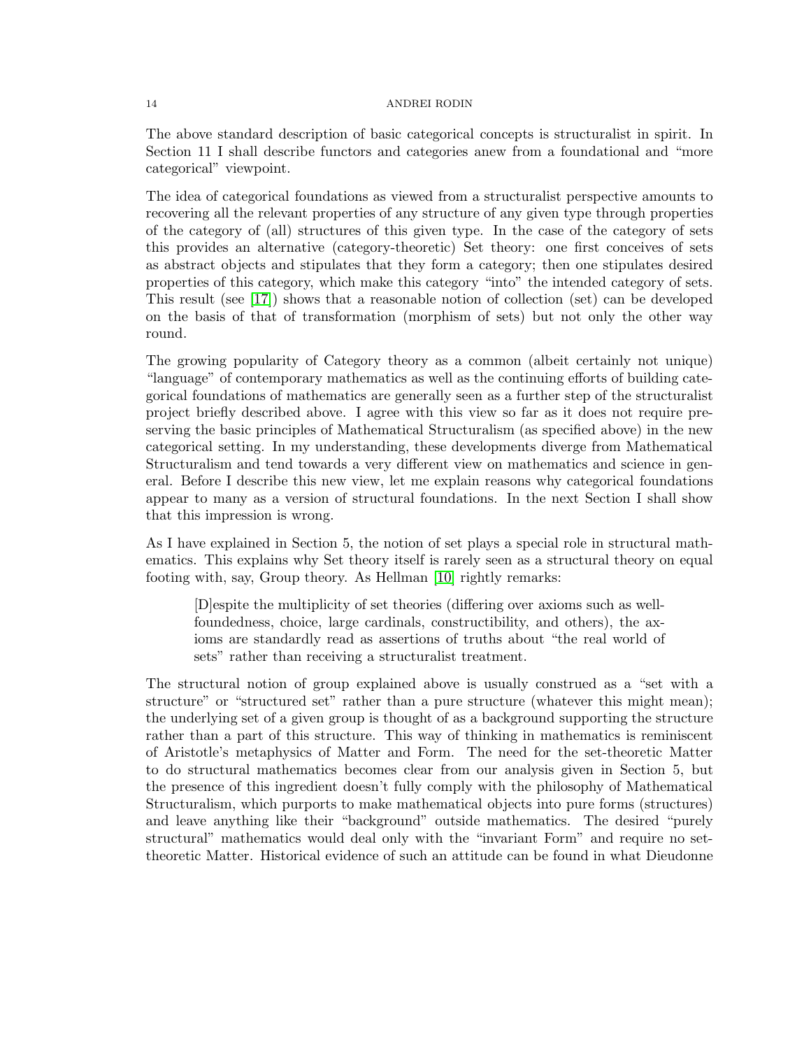The above standard description of basic categorical concepts is structuralist in spirit. In Section 11 I shall describe functors and categories anew from a foundational and "more categorical" viewpoint.

The idea of categorical foundations as viewed from a structuralist perspective amounts to recovering all the relevant properties of any structure of any given type through properties of the category of (all) structures of this given type. In the case of the category of sets this provides an alternative (category-theoretic) Set theory: one first conceives of sets as abstract objects and stipulates that they form a category; then one stipulates desired properties of this category, which make this category "into" the intended category of sets. This result (see [17]) shows that a reasonable notion of collection (set) can be developed on the basis of that of transformation (morphism of sets) but not only the other way round.

The growing popularity of Category theory as a common (albeit certainly not unique) "language" of contemporary mathematics as well as the continuing efforts of building categorical foundations of mathematics are generally seen as a further step of the structuralist project briefly described above. I agree with this view so far as it does not require preserving the basic principles of Mathematical Structuralism (as specified above) in the new categorical setting. In my understanding, these developments diverge from Mathematical Structuralism and tend towards a very different view on mathematics and science in general. Before I describe this new view, let me explain reasons why categorical foundations appear to many as a version of structural foundations. In the next Section I shall show that this impression is wrong.

As I have explained in Section 5, the notion of set plays a special role in structural mathematics. This explains why Set theory itself is rarely seen as a structural theory on equal footing with, say, Group theory. As Hellman [10] rightly remarks:

> [D]espite the multiplicity of set theories (differing over axioms such as well-foundedness, choice, large cardinals, constructibility, and others), the axioms are standardly read as assertions of truths about "the real world of sets" rather than receiving a structuralist treatment.

The structural notion of group explained above is usually construed as a "set with a structure" or "structured set" rather than a pure structure (whatever this might mean); the underlying set of a given group is thought of as a background supporting the structure rather than a part of this structure. This way of thinking in mathematics is reminiscent of Aristotle's metaphysics of Matter and Form. The need for the set-theoretic Matter to do structural mathematics becomes clear from our analysis given in Section 5, but the presence of this ingredient doesn't fully comply with the philosophy of Mathematical Structuralism, which purports to make mathematical objects into pure forms (structures) and leave anything like their "background" outside mathematics. The desired "purely structural" mathematics would deal only with the "invariant Form" and require no set-theoretic Matter. Historical evidence of such an attitude can be found in what Dieudonne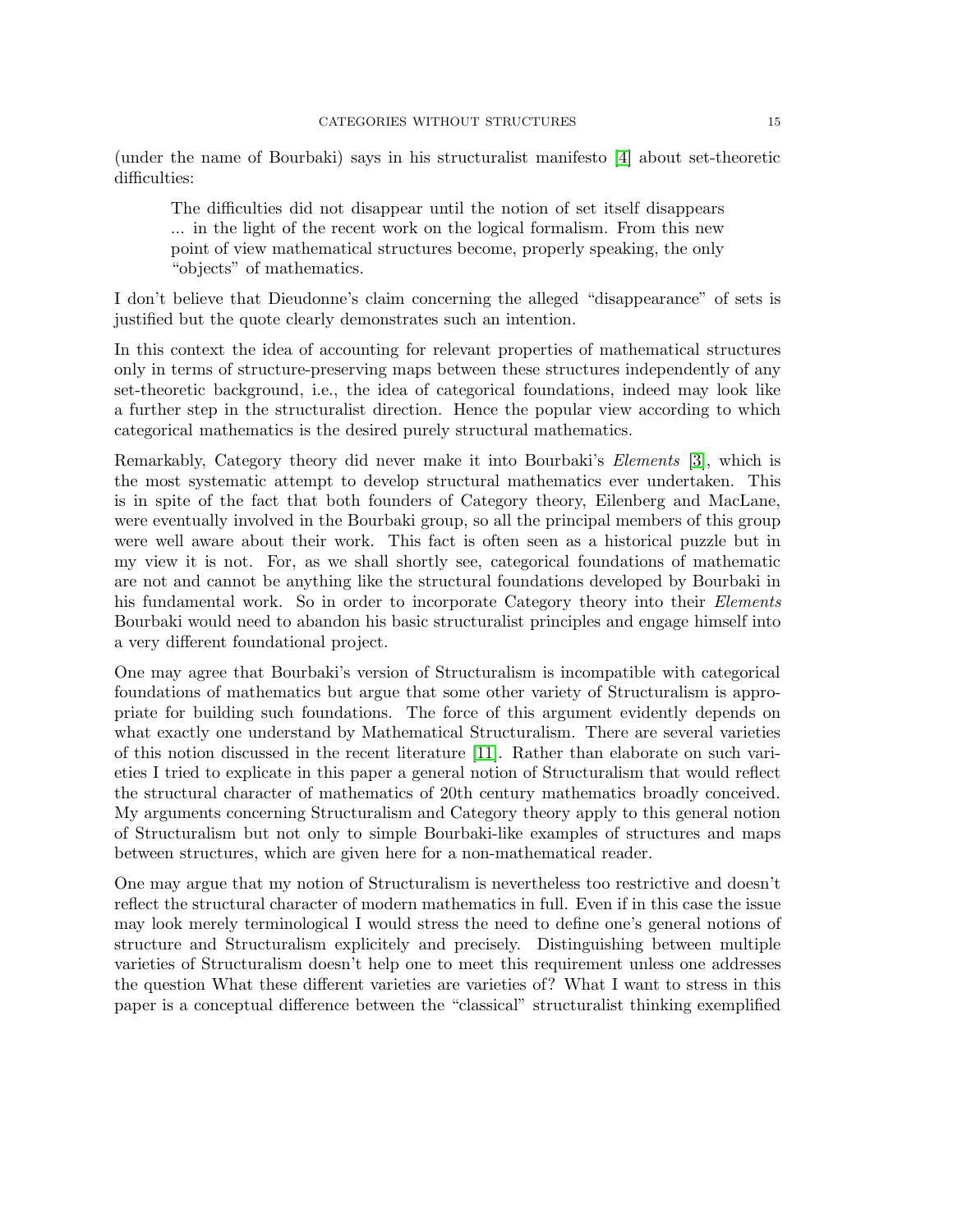(under the name of Bourbaki) says in his structuralist manifesto [4] about set-theoretic difficulties:

> The difficulties did not disappear until the notion of set itself disappears ... in the light of the recent work on the logical formalism. From this new point of view mathematical structures become, properly speaking, the only "objects" of mathematics.

I don't believe that Dieudonne's claim concerning the alleged "disappearance" of sets is justified but the quote clearly demonstrates such an intention.

In this context the idea of accounting for relevant properties of mathematical structures only in terms of structure-preserving maps between these structures independently of any set-theoretic background, i.e., the idea of categorical foundations, indeed may look like a further step in the structuralist direction. Hence the popular view according to which categorical mathematics is the desired purely structural mathematics.

Remarkably, Category theory did never make it into Bourbaki's *Elements* [3], which is the most systematic attempt to develop structural mathematics ever undertaken. This is in spite of the fact that both founders of Category theory, Eilenberg and MacLane, were eventually involved in the Bourbaki group, so all the principal members of this group were well aware about their work. This fact is often seen as a historical puzzle but in my view it is not. For, as we shall shortly see, categorical foundations of mathematic are not and cannot be anything like the structural foundations developed by Bourbaki in his fundamental work. So in order to incorporate Category theory into their *Elements* Bourbaki would need to abandon his basic structuralist principles and engage himself into a very different foundational project.

One may agree that Bourbaki's version of Structuralism is incompatible with categorical foundations of mathematics but argue that some other variety of Structuralism is appropriate for building such foundations. The force of this argument evidently depends on what exactly one understand by Mathematical Structuralism. There are several varieties of this notion discussed in the recent literature [11]. Rather than elaborate on such varieties I tried to explicate in this paper a general notion of Structuralism that would reflect the structural character of mathematics of 20th century mathematics broadly conceived. My arguments concerning Structuralism and Category theory apply to this general notion of Structuralism but not only to simple Bourbaki-like examples of structures and maps between structures, which are given here for a non-mathematical reader.

One may argue that my notion of Structuralism is nevertheless too restrictive and doesn't reflect the structural character of modern mathematics in full. Even if in this case the issue may look merely terminological I would stress the need to define one's general notions of structure and Structuralism explicitely and precisely. Distinguishing between multiple varieties of Structuralism doesn't help one to meet this requirement unless one addresses the question What these different varieties are varieties of? What I want to stress in this paper is a conceptual difference between the "classical" structuralist thinking exemplified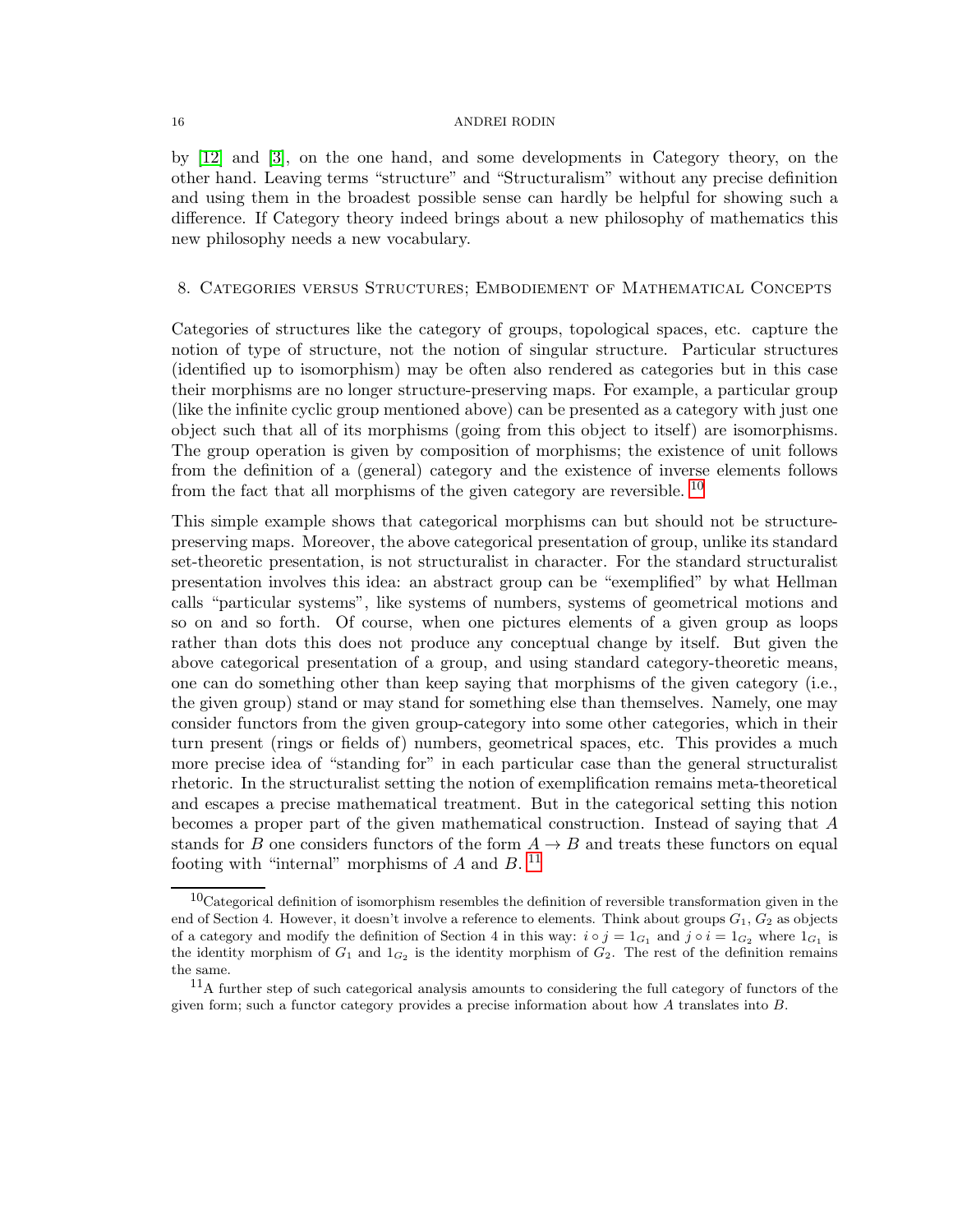by [12] and [3], on the one hand, and some developments in Category theory, on the other hand. Leaving terms "structure" and "Structuralism" without any precise definition and using them in the broadest possible sense can hardly be helpful for showing such a difference. If Category theory indeed brings about a new philosophy of mathematics this new philosophy needs a new vocabulary.

## 8. Categories versus Structures; Embodiement of Mathematical Concepts

Categories of structures like the category of groups, topological spaces, etc. capture the notion of type of structure, not the notion of singular structure. Particular structures (identified up to isomorphism) may be often also rendered as categories but in this case their morphisms are no longer structure-preserving maps. For example, a particular group (like the infinite cyclic group mentioned above) can be presented as a category with just one object such that all of its morphisms (going from this object to itself) are isomorphisms. The group operation is given by composition of morphisms; the existence of unit follows from the definition of a (general) category and the existence of inverse elements follows from the fact that all morphisms of the given category are reversible. [10]

This simple example shows that categorical morphisms can but should not be structure-preserving maps. Moreover, the above categorical presentation of group, unlike its standard set-theoretic presentation, is not structuralist in character. For the standard structuralist presentation involves this idea: an abstract group can be "exemplified" by what Hellman calls "particular systems", like systems of numbers, systems of geometrical motions and so on and so forth. Of course, when one pictures elements of a given group as loops rather than dots this does not produce any conceptual change by itself. But given the above categorical presentation of a group, and using standard category-theoretic means, one can do something other than keep saying that morphisms of the given category (i.e., the given group) stand or may stand for something else than themselves. Namely, one may consider functors from the given group-category into some other categories, which in their turn present (rings or fields of) numbers, geometrical spaces, etc. This provides a much more precise idea of "standing for" in each particular case than the general structuralist rhetoric. In the structuralist setting the notion of exemplification remains meta-theoretical and escapes a precise mathematical treatment. But in the categorical setting this notion becomes a proper part of the given mathematical construction. Instead of saying that $A$ stands for $B$ one considers functors of the form $A \to B$ and treats these functors on equal footing with "internal" morphisms of $A$ and $B$. [11]

[10] Categorical definition of isomorphism resembles the definition of reversible transformation given in the end of Section 4. However, it doesn't involve a reference to elements. Think about groups $G_1$, $G_2$ as objects of a category and modify the definition of Section 4 in this way: $i \circ j = 1_{G_1}$ and $j \circ i = 1_{G_2}$ where $1_{G_1}$ is the identity morphism of $G_1$ and $1_{G_2}$ is the identity morphism of $G_2$. The rest of the definition remains the same.

[11] A further step of such categorical analysis amounts to considering the full category of functors of the given form; such a functor category provides a precise information about how $A$ translates into $B$.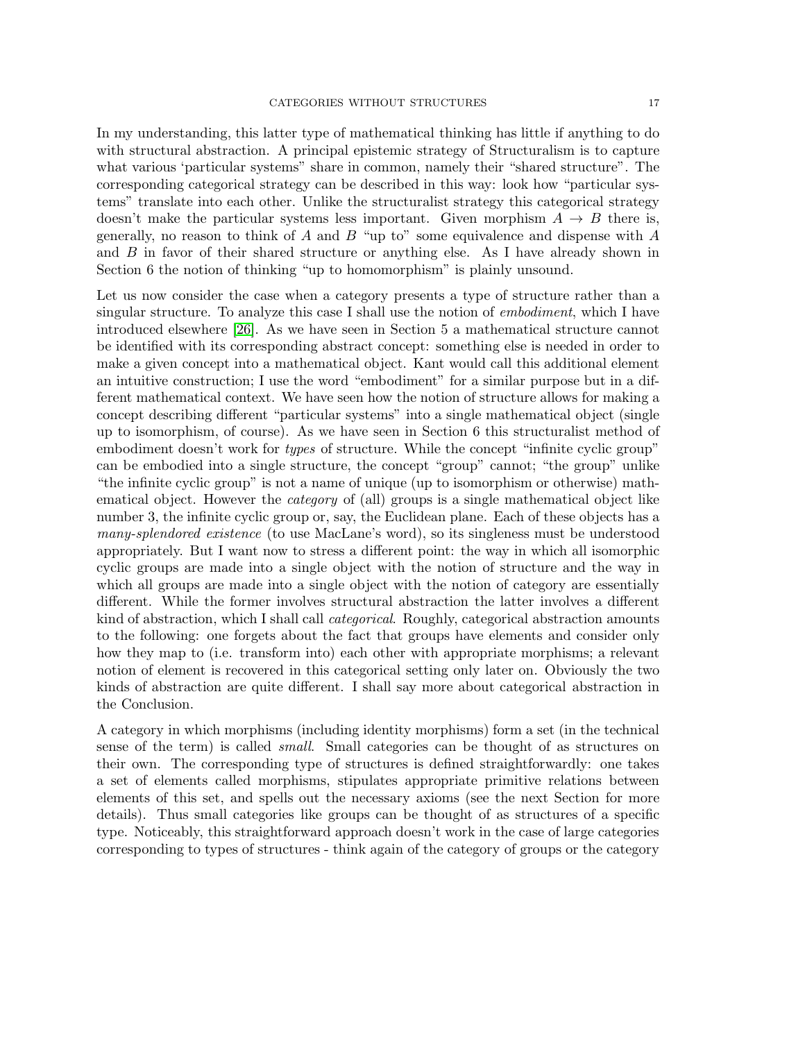In my understanding, this latter type of mathematical thinking has little if anything to do with structural abstraction. A principal epistemic strategy of Structuralism is to capture what various 'particular systems" share in common, namely their "shared structure". The corresponding categorical strategy can be described in this way: look how "particular systems" translate into each other. Unlike the structuralist strategy this categorical strategy doesn't make the particular systems less important. Given morphism $A \to B$ there is, generally, no reason to think of $A$ and $B$ "up to" some equivalence and dispense with $A$ and $B$ in favor of their shared structure or anything else. As I have already shown in Section 6 the notion of thinking "up to homomorphism" is plainly unsound.

Let us now consider the case when a category presents a type of structure rather than a singular structure. To analyze this case I shall use the notion of *embodiment*, which I have introduced elsewhere [26]. As we have seen in Section 5 a mathematical structure cannot be identified with its corresponding abstract concept: something else is needed in order to make a given concept into a mathematical object. Kant would call this additional element an intuitive construction; I use the word "embodiment" for a similar purpose but in a different mathematical context. We have seen how the notion of structure allows for making a concept describing different "particular systems" into a single mathematical object (single up to isomorphism, of course). As we have seen in Section 6 this structuralist method of embodiment doesn't work for *types* of structure. While the concept "infinite cyclic group" can be embodied into a single structure, the concept "group" cannot; "the group" unlike "the infinite cyclic group" is not a name of unique (up to isomorphism or otherwise) mathematical object. However the *category* of (all) groups is a single mathematical object like number 3, the infinite cyclic group or, say, the Euclidean plane. Each of these objects has a *many-splendored existence* (to use MacLane's word), so its singleness must be understood appropriately. But I want now to stress a different point: the way in which all isomorphic cyclic groups are made into a single object with the notion of structure and the way in which all groups are made into a single object with the notion of category are essentially different. While the former involves structural abstraction the latter involves a different kind of abstraction, which I shall call *categorical*. Roughly, categorical abstraction amounts to the following: one forgets about the fact that groups have elements and consider only how they map to (i.e. transform into) each other with appropriate morphisms; a relevant notion of element is recovered in this categorical setting only later on. Obviously the two kinds of abstraction are quite different. I shall say more about categorical abstraction in the Conclusion.

A category in which morphisms (including identity morphisms) form a set (in the technical sense of the term) is called *small*. Small categories can be thought of as structures on their own. The corresponding type of structures is defined straightforwardly: one takes a set of elements called morphisms, stipulates appropriate primitive relations between elements of this set, and spells out the necessary axioms (see the next Section for more details). Thus small categories like groups can be thought of as structures of a specific type. Noticeably, this straightforward approach doesn't work in the case of large categories corresponding to types of structures - think again of the category of groups or the category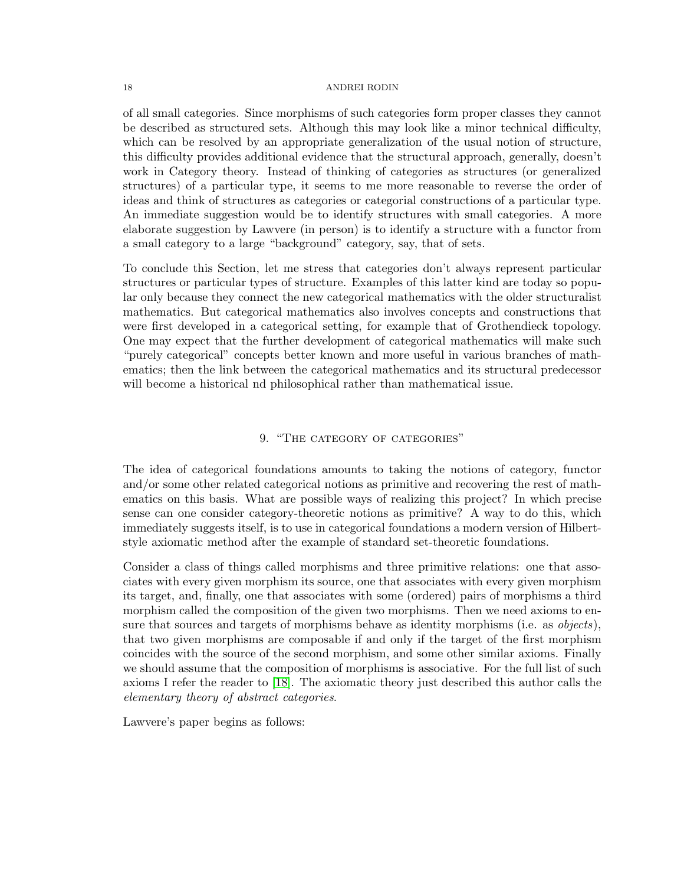of all small categories. Since morphisms of such categories form proper classes they cannot be described as structured sets. Although this may look like a minor technical difficulty, which can be resolved by an appropriate generalization of the usual notion of structure, this difficulty provides additional evidence that the structural approach, generally, doesn't work in Category theory. Instead of thinking of categories as structures (or generalized structures) of a particular type, it seems to me more reasonable to reverse the order of ideas and think of structures as categories or categorial constructions of a particular type. An immediate suggestion would be to identify structures with small categories. A more elaborate suggestion by Lawvere (in person) is to identify a structure with a functor from a small category to a large "background" category, say, that of sets.

To conclude this Section, let me stress that categories don't always represent particular structures or particular types of structure. Examples of this latter kind are today so popular only because they connect the new categorical mathematics with the older structuralist mathematics. But categorical mathematics also involves concepts and constructions that were first developed in a categorical setting, for example that of Grothendieck topology. One may expect that the further development of categorical mathematics will make such "purely categorical" concepts better known and more useful in various branches of mathematics; then the link between the categorical mathematics and its structural predecessor will become a historical nd philosophical rather than mathematical issue.

## 9. "The category of categories"

The idea of categorical foundations amounts to taking the notions of category, functor and/or some other related categorical notions as primitive and recovering the rest of mathematics on this basis. What are possible ways of realizing this project? In which precise sense can one consider category-theoretic notions as primitive? A way to do this, which immediately suggests itself, is to use in categorical foundations a modern version of Hilbert-style axiomatic method after the example of standard set-theoretic foundations.

Consider a class of things called morphisms and three primitive relations: one that associates with every given morphism its source, one that associates with every given morphism its target, and, finally, one that associates with some (ordered) pairs of morphisms a third morphism called the composition of the given two morphisms. Then we need axioms to ensure that sources and targets of morphisms behave as identity morphisms (i.e. as *objects*), that two given morphisms are composable if and only if the target of the first morphism coincides with the source of the second morphism, and some other similar axioms. Finally we should assume that the composition of morphisms is associative. For the full list of such axioms I refer the reader to [18]. The axiomatic theory just described this author calls the *elementary theory of abstract categories*.

Lawvere's paper begins as follows: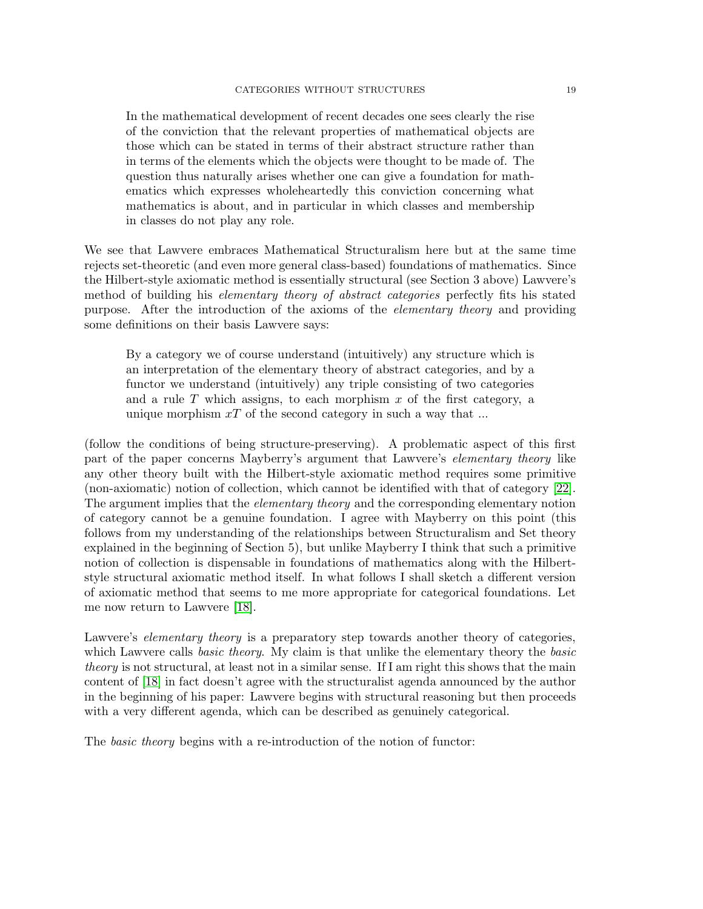> In the mathematical development of recent decades one sees clearly the rise of the conviction that the relevant properties of mathematical objects are those which can be stated in terms of their abstract structure rather than in terms of the elements which the objects were thought to be made of. The question thus naturally arises whether one can give a foundation for mathematics which expresses wholeheartedly this conviction concerning what mathematics is about, and in particular in which classes and membership in classes do not play any role.

We see that Lawvere embraces Mathematical Structuralism here but at the same time rejects set-theoretic (and even more general class-based) foundations of mathematics. Since the Hilbert-style axiomatic method is essentially structural (see Section 3 above) Lawvere's method of building his *elementary theory of abstract categories* perfectly fits his stated purpose. After the introduction of the axioms of the *elementary theory* and providing some definitions on their basis Lawvere says:

> By a category we of course understand (intuitively) any structure which is an interpretation of the elementary theory of abstract categories, and by a functor we understand (intuitively) any triple consisting of two categories and a rule $T$ which assigns, to each morphism $x$ of the first category, a unique morphism $xT$ of the second category in such a way that ...

(follow the conditions of being structure-preserving). A problematic aspect of this first part of the paper concerns Mayberry's argument that Lawvere's *elementary theory* like any other theory built with the Hilbert-style axiomatic method requires some primitive (non-axiomatic) notion of collection, which cannot be identified with that of category [22]. The argument implies that the *elementary theory* and the corresponding elementary notion of category cannot be a genuine foundation. I agree with Mayberry on this point (this follows from my understanding of the relationships between Structuralism and Set theory explained in the beginning of Section 5), but unlike Mayberry I think that such a primitive notion of collection is dispensable in foundations of mathematics along with the Hilbert-style structural axiomatic method itself. In what follows I shall sketch a different version of axiomatic method that seems to me more appropriate for categorical foundations. Let me now return to Lawvere [18].

Lawvere's *elementary theory* is a preparatory step towards another theory of categories, which Lawvere calls *basic theory*. My claim is that unlike the elementary theory the *basic theory* is not structural, at least not in a similar sense. If I am right this shows that the main content of [18] in fact doesn't agree with the structuralist agenda announced by the author in the beginning of his paper: Lawvere begins with structural reasoning but then proceeds with a very different agenda, which can be described as genuinely categorical.

The *basic theory* begins with a re-introduction of the notion of functor: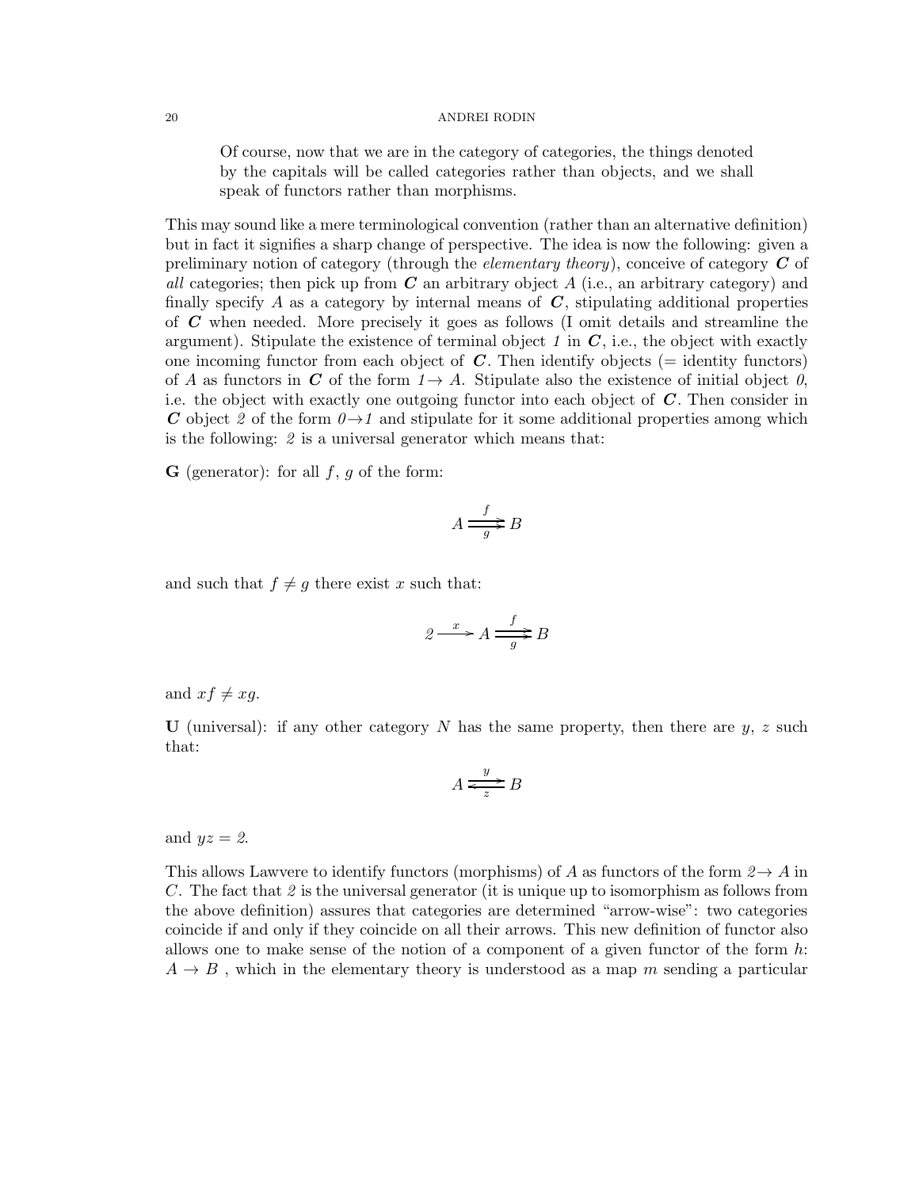> Of course, now that we are in the category of categories, the things denoted by the capitals will be called categories rather than objects, and we shall speak of functors rather than morphisms.

This may sound like a mere terminological convention (rather than an alternative definition) but in fact it signifies a sharp change of perspective. The idea is now the following: given a preliminary notion of category (through the *elementary theory*), conceive of category $\boldsymbol{C}$ of *all* categories; then pick up from $\boldsymbol{C}$ an arbitrary object $A$ (i.e., an arbitrary category) and finally specify $A$ as a category by internal means of $\boldsymbol{C}$, stipulating additional properties of $\boldsymbol{C}$ when needed. More precisely it goes as follows (I omit details and streamline the argument). Stipulate the existence of terminal object $1$ in $\boldsymbol{C}$, i.e., the object with exactly one incoming functor from each object of $\boldsymbol{C}$. Then identify objects (= identity functors) of $A$ as functors in $\boldsymbol{C}$ of the form $1 \rightarrow A$. Stipulate also the existence of initial object $0$, i.e. the object with exactly one outgoing functor into each object of $\boldsymbol{C}$. Then consider in $\boldsymbol{C}$ object $2$ of the form $0 \rightarrow 1$ and stipulate for it some additional properties among which is the following: $2$ is a universal generator which means that:

**G** (generator): for all $f$, $g$ of the form:

$$A \underset{g}{\overset{f}{\rightrightarrows}} B$$

and such that $f \neq g$ there exist $x$ such that:

$$2 \xrightarrow{x} A \underset{g}{\overset{f}{\rightrightarrows}} B$$

and $xf \neq xg$.

**U** (universal): if any other category $N$ has the same property, then there are $y$, $z$ such that:

$$A \underset{z}{\overset{y}{\rightleftarrows}} B$$

and $yz = 2$.

This allows Lawvere to identify functors (morphisms) of $A$ as functors of the form $2 \rightarrow A$ in $C$. The fact that $2$ is the universal generator (it is unique up to isomorphism as follows from the above definition) assures that categories are determined "arrow-wise": two categories coincide if and only if they coincide on all their arrows. This new definition of functor also allows one to make sense of the notion of a component of a given functor of the form $h$: $A \rightarrow B$ , which in the elementary theory is understood as a map $m$ sending a particular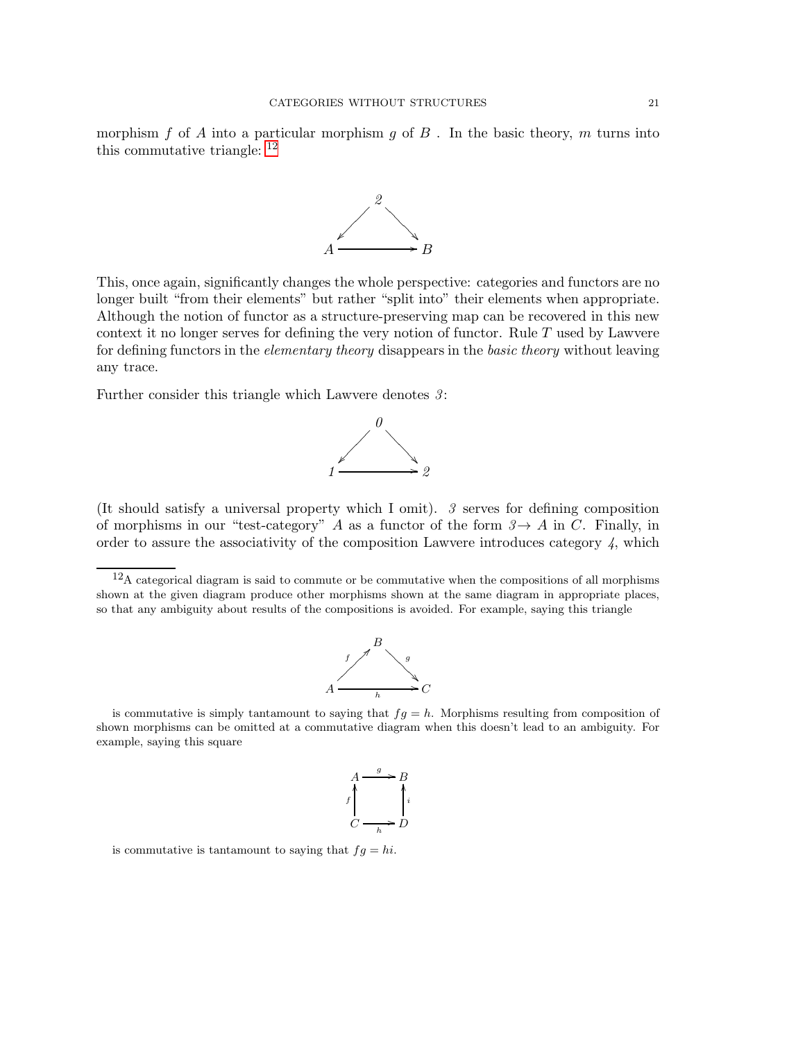morphism $f$ of $A$ into a particular morphism $g$ of $B$ . In the basic theory, $m$ turns into this commutative triangle: [12]

$$
\begin{array}{ccc}
 & 2 & \\
\swarrow & & \searrow \\
A & \longrightarrow & B
\end{array}
$$

This, once again, significantly changes the whole perspective: categories and functors are no longer built "from their elements" but rather "split into" their elements when appropriate. Although the notion of functor as a structure-preserving map can be recovered in this new context it no longer serves for defining the very notion of functor. Rule $T$ used by Lawvere for defining functors in the *elementary theory* disappears in the *basic theory* without leaving any trace.

Further consider this triangle which Lawvere denotes *3*:

$$
\begin{array}{ccc}
 & 0 & \\
\swarrow & & \searrow \\
1 & \longrightarrow & 2
\end{array}
$$

(It should satisfy a universal property which I omit). *3* serves for defining composition of morphisms in our "test-category" $A$ as a functor of the form $3 \rightarrow A$ in $C$. Finally, in order to assure the associativity of the composition Lawvere introduces category *4*, which

---

[12] A categorical diagram is said to commute or be commutative when the compositions of all morphisms shown at the given diagram produce other morphisms shown at the same diagram in appropriate places, so that any ambiguity about results of the compositions is avoided. For example, saying this triangle

$$
\begin{array}{ccc}
 & B & \\
{\scriptstyle f}\nearrow & & \searrow{\scriptstyle g} \\
A & \xrightarrow[h]{} & C
\end{array}
$$

is commutative is simply tantamount to saying that $fg = h$. Morphisms resulting from composition of shown morphisms can be omitted at a commutative diagram when this doesn't lead to an ambiguity. For example, saying this square

$$
\begin{array}{ccc}
A & \xrightarrow{g} & B \\
{\scriptstyle f}\uparrow & & \uparrow{\scriptstyle i} \\
C & \xrightarrow[h]{} & D
\end{array}
$$

is commutative is tantamount to saying that $fg = hi$.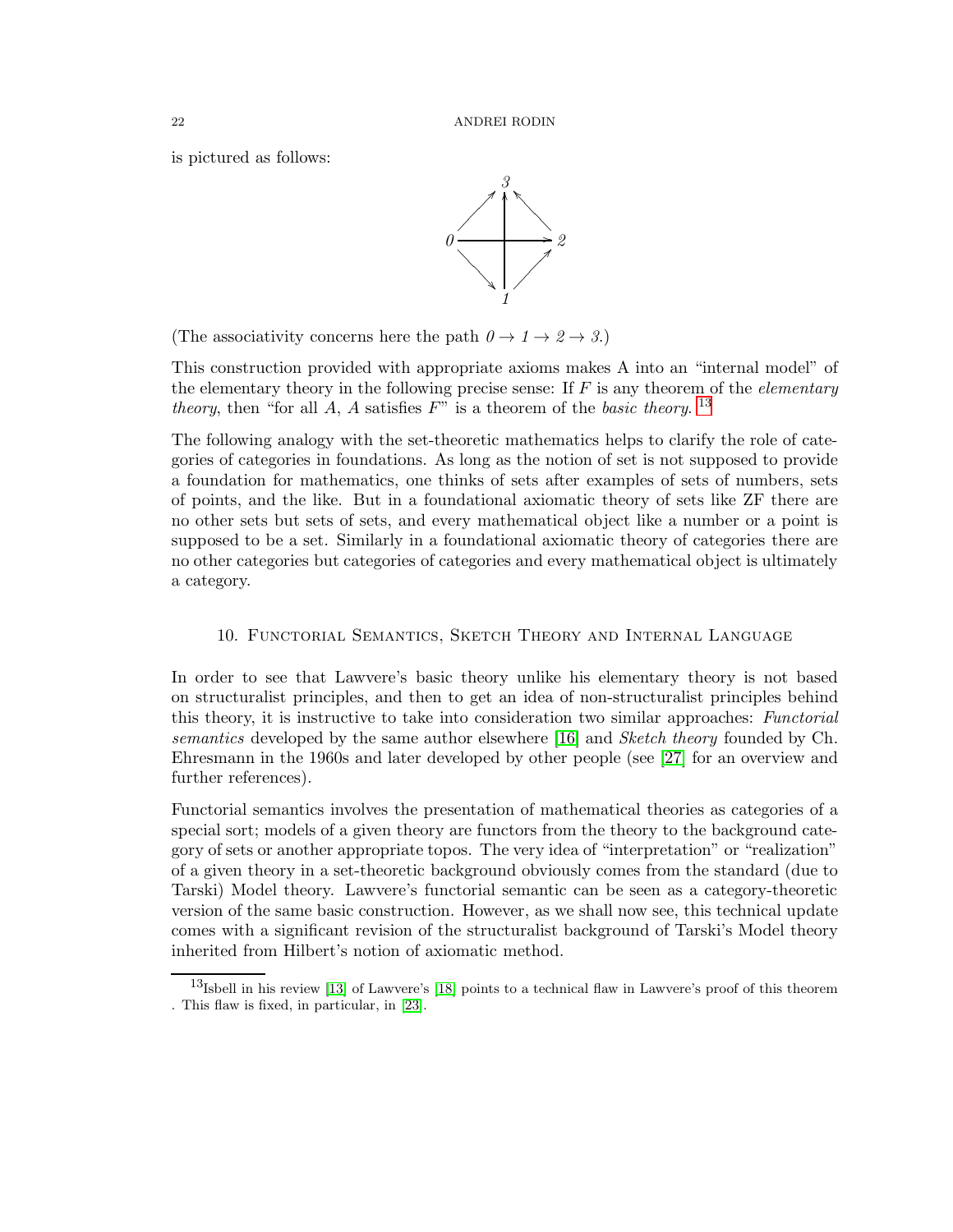is pictured as follows:

$$
\begin{array}{ccccc}
 & & 3 & & \\
 & \nearrow & \uparrow & \nwarrow & \\
0 & \longrightarrow & + & \longrightarrow & 2 \\
 & \searrow & | & \nearrow & \\
 & & 1 & &
\end{array}
$$

(The associativity concerns here the path $0 \to 1 \to 2 \to 3$.)

This construction provided with appropriate axioms makes A into an "internal model" of the elementary theory in the following precise sense: If $F$ is any theorem of the *elementary theory*, then "for all $A$, $A$ satisfies $F$" is a theorem of the *basic theory*. [13]

The following analogy with the set-theoretic mathematics helps to clarify the role of categories of categories in foundations. As long as the notion of set is not supposed to provide a foundation for mathematics, one thinks of sets after examples of sets of numbers, sets of points, and the like. But in a foundational axiomatic theory of sets like ZF there are no other sets but sets of sets, and every mathematical object like a number or a point is supposed to be a set. Similarly in a foundational axiomatic theory of categories there are no other categories but categories of categories and every mathematical object is ultimately a category.

## 10. Functorial Semantics, Sketch Theory and Internal Language

In order to see that Lawvere's basic theory unlike his elementary theory is not based on structuralist principles, and then to get an idea of non-structuralist principles behind this theory, it is instructive to take into consideration two similar approaches: *Functorial semantics* developed by the same author elsewhere [16] and *Sketch theory* founded by Ch. Ehresmann in the 1960s and later developed by other people (see [27] for an overview and further references).

Functorial semantics involves the presentation of mathematical theories as categories of a special sort; models of a given theory are functors from the theory to the background category of sets or another appropriate topos. The very idea of "interpretation" or "realization" of a given theory in a set-theoretic background obviously comes from the standard (due to Tarski) Model theory. Lawvere's functorial semantic can be seen as a category-theoretic version of the same basic construction. However, as we shall now see, this technical update comes with a significant revision of the structuralist background of Tarski's Model theory inherited from Hilbert's notion of axiomatic method.

[13] Isbell in his review [13] of Lawvere's [18] points to a technical flaw in Lawvere's proof of this theorem . This flaw is fixed, in particular, in [23].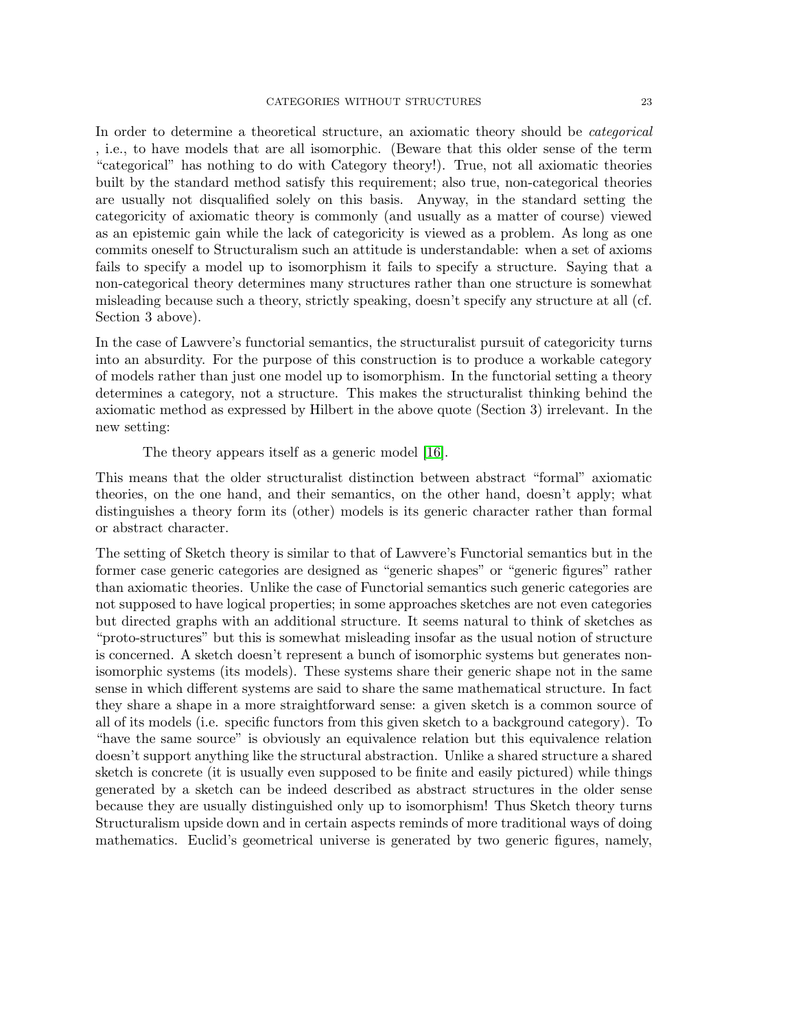In order to determine a theoretical structure, an axiomatic theory should be *categorical* , i.e., to have models that are all isomorphic. (Beware that this older sense of the term "categorical" has nothing to do with Category theory!). True, not all axiomatic theories built by the standard method satisfy this requirement; also true, non-categorical theories are usually not disqualified solely on this basis. Anyway, in the standard setting the categoricity of axiomatic theory is commonly (and usually as a matter of course) viewed as an epistemic gain while the lack of categoricity is viewed as a problem. As long as one commits oneself to Structuralism such an attitude is understandable: when a set of axioms fails to specify a model up to isomorphism it fails to specify a structure. Saying that a non-categorical theory determines many structures rather than one structure is somewhat misleading because such a theory, strictly speaking, doesn't specify any structure at all (cf. Section 3 above).

In the case of Lawvere's functorial semantics, the structuralist pursuit of categoricity turns into an absurdity. For the purpose of this construction is to produce a workable category of models rather than just one model up to isomorphism. In the functorial setting a theory determines a category, not a structure. This makes the structuralist thinking behind the axiomatic method as expressed by Hilbert in the above quote (Section 3) irrelevant. In the new setting:

> The theory appears itself as a generic model [16].

This means that the older structuralist distinction between abstract "formal" axiomatic theories, on the one hand, and their semantics, on the other hand, doesn't apply; what distinguishes a theory form its (other) models is its generic character rather than formal or abstract character.

The setting of Sketch theory is similar to that of Lawvere's Functorial semantics but in the former case generic categories are designed as "generic shapes" or "generic figures" rather than axiomatic theories. Unlike the case of Functorial semantics such generic categories are not supposed to have logical properties; in some approaches sketches are not even categories but directed graphs with an additional structure. It seems natural to think of sketches as "proto-structures" but this is somewhat misleading insofar as the usual notion of structure is concerned. A sketch doesn't represent a bunch of isomorphic systems but generates non-isomorphic systems (its models). These systems share their generic shape not in the same sense in which different systems are said to share the same mathematical structure. In fact they share a shape in a more straightforward sense: a given sketch is a common source of all of its models (i.e. specific functors from this given sketch to a background category). To "have the same source" is obviously an equivalence relation but this equivalence relation doesn't support anything like the structural abstraction. Unlike a shared structure a shared sketch is concrete (it is usually even supposed to be finite and easily pictured) while things generated by a sketch can be indeed described as abstract structures in the older sense because they are usually distinguished only up to isomorphism! Thus Sketch theory turns Structuralism upside down and in certain aspects reminds of more traditional ways of doing mathematics. Euclid's geometrical universe is generated by two generic figures, namely,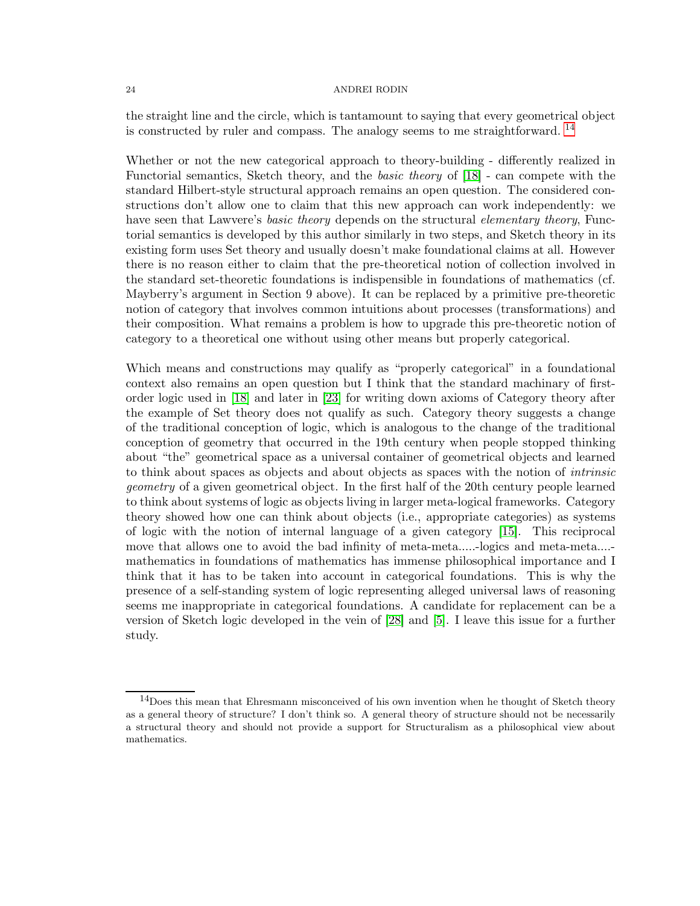the straight line and the circle, which is tantamount to saying that every geometrical object is constructed by ruler and compass. The analogy seems to me straightforward. [14]

Whether or not the new categorical approach to theory-building - differently realized in Functorial semantics, Sketch theory, and the *basic theory* of [18] - can compete with the standard Hilbert-style structural approach remains an open question. The considered constructions don't allow one to claim that this new approach can work independently: we have seen that Lawvere's *basic theory* depends on the structural *elementary theory*, Functorial semantics is developed by this author similarly in two steps, and Sketch theory in its existing form uses Set theory and usually doesn't make foundational claims at all. However there is no reason either to claim that the pre-theoretical notion of collection involved in the standard set-theoretic foundations is indispensible in foundations of mathematics (cf. Mayberry's argument in Section 9 above). It can be replaced by a primitive pre-theoretic notion of category that involves common intuitions about processes (transformations) and their composition. What remains a problem is how to upgrade this pre-theoretic notion of category to a theoretical one without using other means but properly categorical.

Which means and constructions may qualify as "properly categorical" in a foundational context also remains an open question but I think that the standard machinary of first-order logic used in [18] and later in [23] for writing down axioms of Category theory after the example of Set theory does not qualify as such. Category theory suggests a change of the traditional conception of logic, which is analogous to the change of the traditional conception of geometry that occurred in the 19th century when people stopped thinking about "the" geometrical space as a universal container of geometrical objects and learned to think about spaces as objects and about objects as spaces with the notion of *intrinsic geometry* of a given geometrical object. In the first half of the 20th century people learned to think about systems of logic as objects living in larger meta-logical frameworks. Category theory showed how one can think about objects (i.e., appropriate categories) as systems of logic with the notion of internal language of a given category [15]. This reciprocal move that allows one to avoid the bad infinity of meta-meta.....-logics and meta-meta....-mathematics in foundations of mathematics has immense philosophical importance and I think that it has to be taken into account in categorical foundations. This is why the presence of a self-standing system of logic representing alleged universal laws of reasoning seems me inappropriate in categorical foundations. A candidate for replacement can be a version of Sketch logic developed in the vein of [28] and [5]. I leave this issue for a further study.

[14] Does this mean that Ehresmann misconceived of his own invention when he thought of Sketch theory as a general theory of structure? I don't think so. A general theory of structure should not be necessarily a structural theory and should not provide a support for Structuralism as a philosophical view about mathematics.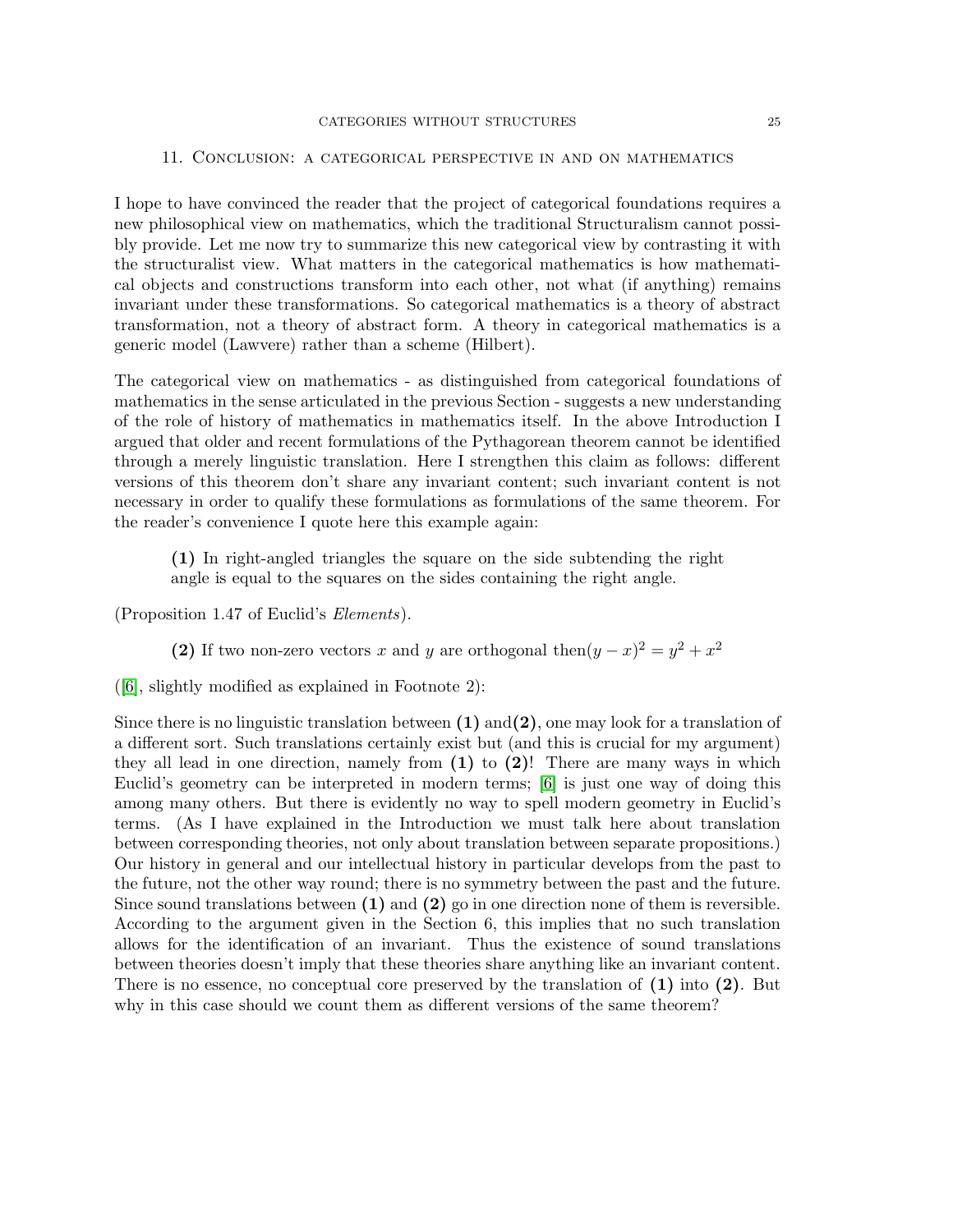## 11. Conclusion: a categorical perspective in and on mathematics

I hope to have convinced the reader that the project of categorical foundations requires a new philosophical view on mathematics, which the traditional Structuralism cannot possibly provide. Let me now try to summarize this new categorical view by contrasting it with the structuralist view. What matters in the categorical mathematics is how mathematical objects and constructions transform into each other, not what (if anything) remains invariant under these transformations. So categorical mathematics is a theory of abstract transformation, not a theory of abstract form. A theory in categorical mathematics is a generic model (Lawvere) rather than a scheme (Hilbert).

The categorical view on mathematics - as distinguished from categorical foundations of mathematics in the sense articulated in the previous Section - suggests a new understanding of the role of history of mathematics in mathematics itself. In the above Introduction I argued that older and recent formulations of the Pythagorean theorem cannot be identified through a merely linguistic translation. Here I strengthen this claim as follows: different versions of this theorem don't share any invariant content; such invariant content is not necessary in order to qualify these formulations as formulations of the same theorem. For the reader's convenience I quote here this example again:

> **(1)** In right-angled triangles the square on the side subtending the right angle is equal to the squares on the sides containing the right angle.

(Proposition 1.47 of Euclid's *Elements*).

> **(2)** If two non-zero vectors $x$ and $y$ are orthogonal then $(y - x)^2 = y^2 + x^2$

([6], slightly modified as explained in Footnote 2):

Since there is no linguistic translation between **(1)** and **(2)**, one may look for a translation of a different sort. Such translations certainly exist but (and this is crucial for my argument) they all lead in one direction, namely from **(1)** to **(2)**! There are many ways in which Euclid's geometry can be interpreted in modern terms; [6] is just one way of doing this among many others. But there is evidently no way to spell modern geometry in Euclid's terms. (As I have explained in the Introduction we must talk here about translation between corresponding theories, not only about translation between separate propositions.) Our history in general and our intellectual history in particular develops from the past to the future, not the other way round; there is no symmetry between the past and the future. Since sound translations between **(1)** and **(2)** go in one direction none of them is reversible. According to the argument given in the Section 6, this implies that no such translation allows for the identification of an invariant. Thus the existence of sound translations between theories doesn't imply that these theories share anything like an invariant content. There is no essence, no conceptual core preserved by the translation of **(1)** into **(2)**. But why in this case should we count them as different versions of the same theorem?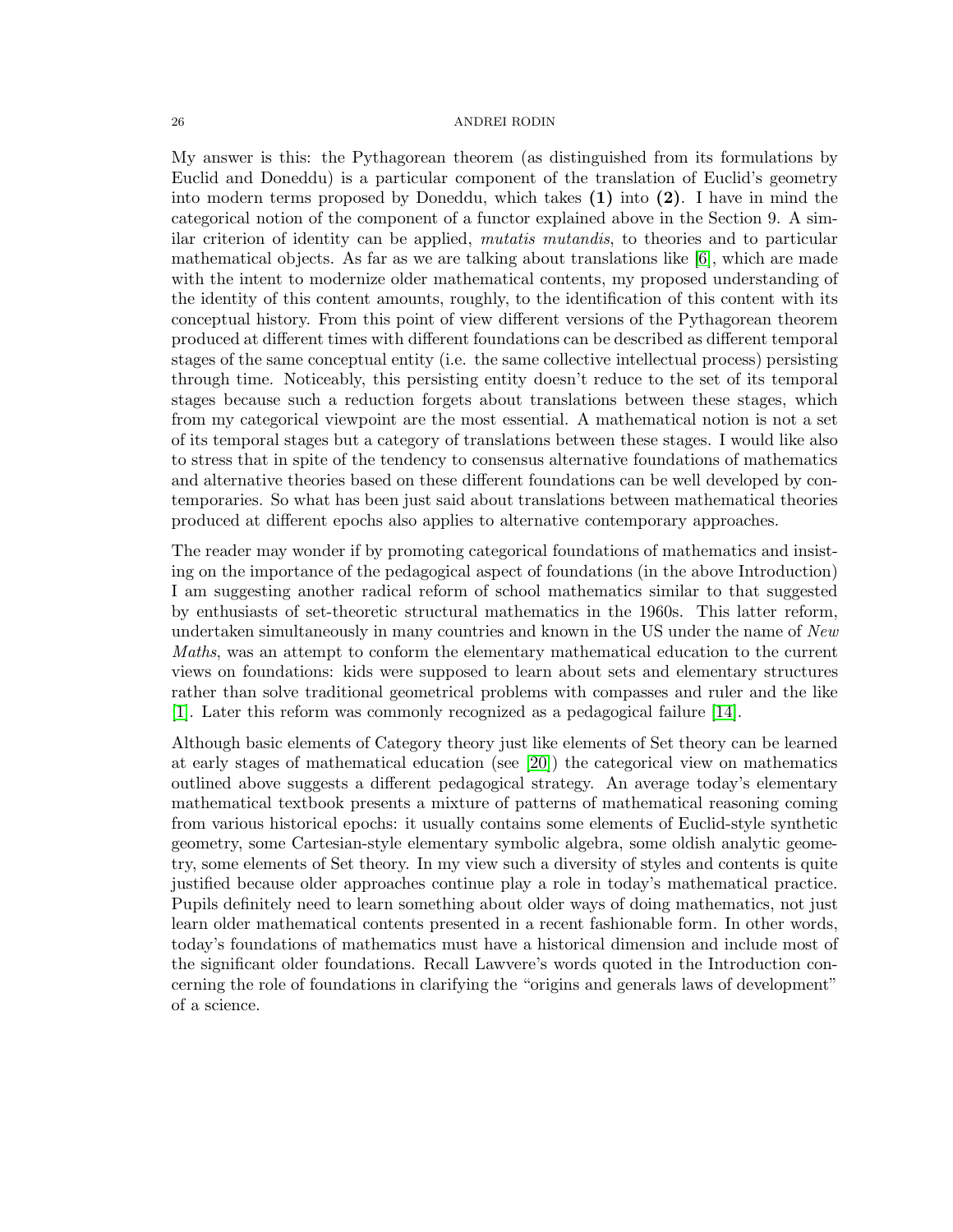My answer is this: the Pythagorean theorem (as distinguished from its formulations by Euclid and Doneddu) is a particular component of the translation of Euclid's geometry into modern terms proposed by Doneddu, which takes **(1)** into **(2)**. I have in mind the categorical notion of the component of a functor explained above in the Section 9. A similar criterion of identity can be applied, *mutatis mutandis*, to theories and to particular mathematical objects. As far as we are talking about translations like [6], which are made with the intent to modernize older mathematical contents, my proposed understanding of the identity of this content amounts, roughly, to the identification of this content with its conceptual history. From this point of view different versions of the Pythagorean theorem produced at different times with different foundations can be described as different temporal stages of the same conceptual entity (i.e. the same collective intellectual process) persisting through time. Noticeably, this persisting entity doesn't reduce to the set of its temporal stages because such a reduction forgets about translations between these stages, which from my categorical viewpoint are the most essential. A mathematical notion is not a set of its temporal stages but a category of translations between these stages. I would like also to stress that in spite of the tendency to consensus alternative foundations of mathematics and alternative theories based on these different foundations can be well developed by contemporaries. So what has been just said about translations between mathematical theories produced at different epochs also applies to alternative contemporary approaches.

The reader may wonder if by promoting categorical foundations of mathematics and insisting on the importance of the pedagogical aspect of foundations (in the above Introduction) I am suggesting another radical reform of school mathematics similar to that suggested by enthusiasts of set-theoretic structural mathematics in the 1960s. This latter reform, undertaken simultaneously in many countries and known in the US under the name of *New Maths*, was an attempt to conform the elementary mathematical education to the current views on foundations: kids were supposed to learn about sets and elementary structures rather than solve traditional geometrical problems with compasses and ruler and the like [1]. Later this reform was commonly recognized as a pedagogical failure [14].

Although basic elements of Category theory just like elements of Set theory can be learned at early stages of mathematical education (see [20]) the categorical view on mathematics outlined above suggests a different pedagogical strategy. An average today's elementary mathematical textbook presents a mixture of patterns of mathematical reasoning coming from various historical epochs: it usually contains some elements of Euclid-style synthetic geometry, some Cartesian-style elementary symbolic algebra, some oldish analytic geometry, some elements of Set theory. In my view such a diversity of styles and contents is quite justified because older approaches continue play a role in today's mathematical practice. Pupils definitely need to learn something about older ways of doing mathematics, not just learn older mathematical contents presented in a recent fashionable form. In other words, today's foundations of mathematics must have a historical dimension and include most of the significant older foundations. Recall Lawvere's words quoted in the Introduction concerning the role of foundations in clarifying the "origins and generals laws of development" of a science.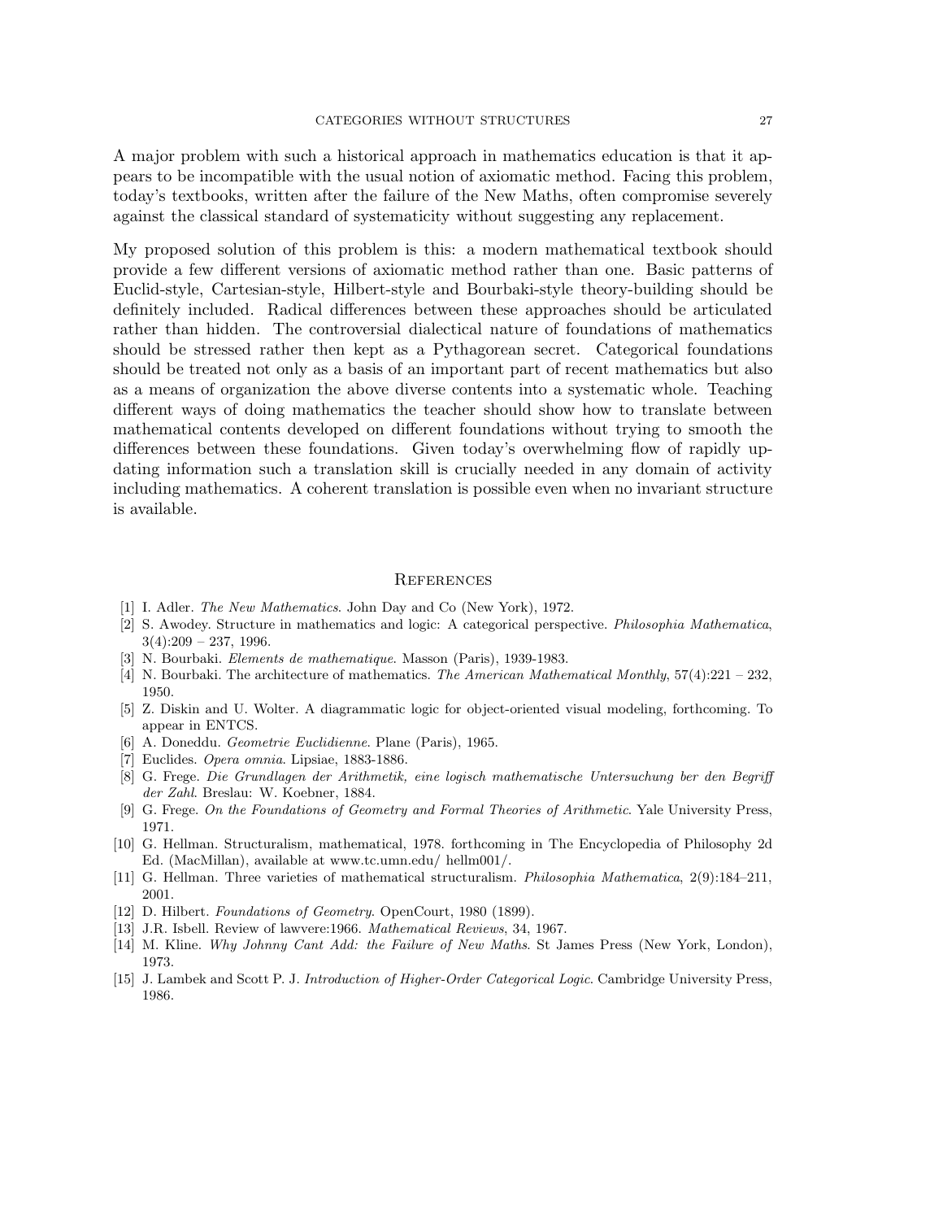A major problem with such a historical approach in mathematics education is that it appears to be incompatible with the usual notion of axiomatic method. Facing this problem, today's textbooks, written after the failure of the New Maths, often compromise severely against the classical standard of systematicity without suggesting any replacement.

My proposed solution of this problem is this: a modern mathematical textbook should provide a few different versions of axiomatic method rather than one. Basic patterns of Euclid-style, Cartesian-style, Hilbert-style and Bourbaki-style theory-building should be definitely included. Radical differences between these approaches should be articulated rather than hidden. The controversial dialectical nature of foundations of mathematics should be stressed rather then kept as a Pythagorean secret. Categorical foundations should be treated not only as a basis of an important part of recent mathematics but also as a means of organization the above diverse contents into a systematic whole. Teaching different ways of doing mathematics the teacher should show how to translate between mathematical contents developed on different foundations without trying to smooth the differences between these foundations. Given today's overwhelming flow of rapidly updating information such a translation skill is crucially needed in any domain of activity including mathematics. A coherent translation is possible even when no invariant structure is available.

## References

[1] I. Adler. *The New Mathematics*. John Day and Co (New York), 1972.

[2] S. Awodey. Structure in mathematics and logic: A categorical perspective. *Philosophia Mathematica*, 3(4):209 – 237, 1996.

[3] N. Bourbaki. *Elements de mathematique*. Masson (Paris), 1939-1983.

[4] N. Bourbaki. The architecture of mathematics. *The American Mathematical Monthly*, 57(4):221 – 232, 1950.

[5] Z. Diskin and U. Wolter. A diagrammatic logic for object-oriented visual modeling, forthcoming. To appear in ENTCS.

[6] A. Doneddu. *Geometrie Euclidienne*. Plane (Paris), 1965.

[7] Euclides. *Opera omnia*. Lipsiae, 1883-1886.

[8] G. Frege. *Die Grundlagen der Arithmetik, eine logisch mathematische Untersuchung ber den Begriff der Zahl*. Breslau: W. Koebner, 1884.

[9] G. Frege. *On the Foundations of Geometry and Formal Theories of Arithmetic*. Yale University Press, 1971.

[10] G. Hellman. Structuralism, mathematical, 1978. forthcoming in The Encyclopedia of Philosophy 2d Ed. (MacMillan), available at www.tc.umn.edu/ hellm001/.

[11] G. Hellman. Three varieties of mathematical structuralism. *Philosophia Mathematica*, 2(9):184–211, 2001.

[12] D. Hilbert. *Foundations of Geometry*. OpenCourt, 1980 (1899).

[13] J.R. Isbell. Review of lawvere:1966. *Mathematical Reviews*, 34, 1967.

[14] M. Kline. *Why Johnny Cant Add: the Failure of New Maths*. St James Press (New York, London), 1973.

[15] J. Lambek and Scott P. J. *Introduction of Higher-Order Categorical Logic*. Cambridge University Press, 1986.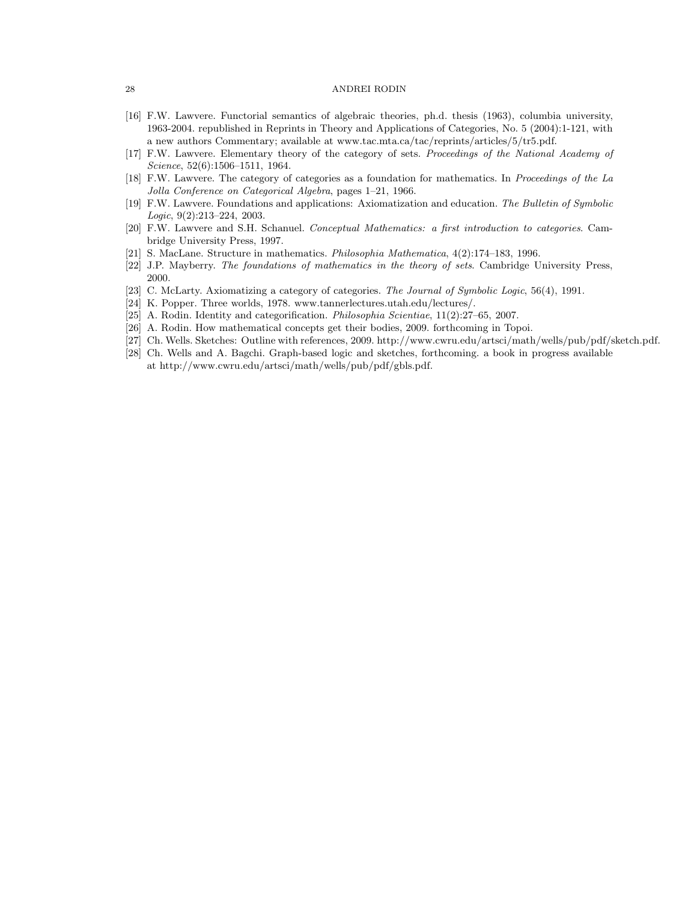[16] F.W. Lawvere. Functorial semantics of algebraic theories, ph.d. thesis (1963), columbia university, 1963-2004. republished in Reprints in Theory and Applications of Categories, No. 5 (2004):1-121, with a new authors Commentary; available at www.tac.mta.ca/tac/reprints/articles/5/tr5.pdf.

[17] F.W. Lawvere. Elementary theory of the category of sets. *Proceedings of the National Academy of Science*, 52(6):1506–1511, 1964.

[18] F.W. Lawvere. The category of categories as a foundation for mathematics. In *Proceedings of the La Jolla Conference on Categorical Algebra*, pages 1–21, 1966.

[19] F.W. Lawvere. Foundations and applications: Axiomatization and education. *The Bulletin of Symbolic Logic*, 9(2):213–224, 2003.

[20] F.W. Lawvere and S.H. Schanuel. *Conceptual Mathematics: a first introduction to categories*. Cambridge University Press, 1997.

[21] S. MacLane. Structure in mathematics. *Philosophia Mathematica*, 4(2):174–183, 1996.

[22] J.P. Mayberry. *The foundations of mathematics in the theory of sets*. Cambridge University Press, 2000.

[23] C. McLarty. Axiomatizing a category of categories. *The Journal of Symbolic Logic*, 56(4), 1991.

[24] K. Popper. Three worlds, 1978. www.tannerlectures.utah.edu/lectures/.

[25] A. Rodin. Identity and categorification. *Philosophia Scientiae*, 11(2):27–65, 2007.

[26] A. Rodin. How mathematical concepts get their bodies, 2009. forthcoming in Topoi.

[27] Ch. Wells. Sketches: Outline with references, 2009. http://www.cwru.edu/artsci/math/wells/pub/pdf/sketch.pdf.

[28] Ch. Wells and A. Bagchi. Graph-based logic and sketches, forthcoming. a book in progress available at http://www.cwru.edu/artsci/math/wells/pub/pdf/gbls.pdf.